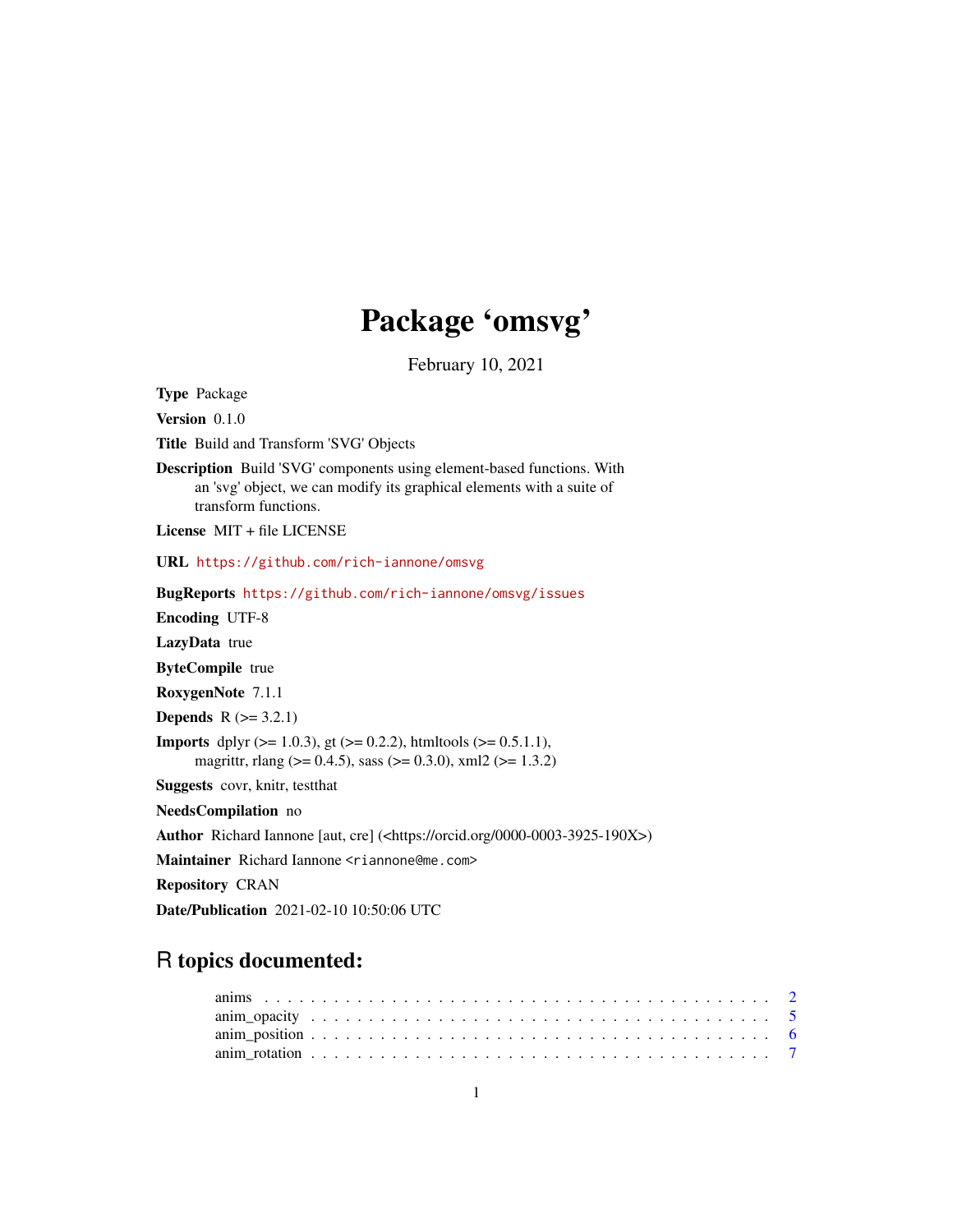# Package 'omsvg'

February 10, 2021

**Type** Package

**Version** 0.1.0

**Title** Build and Transform 'SVG' Objects

**Description** Build 'SVG' components using element-based functions. With an 'svg' object, we can modify its graphical elements with a suite of transform functions.

**License** MIT + file LICENSE

**URL** https://github.com/rich-iannone/omsvg

**BugReports** https://github.com/rich-iannone/omsvg/issues

**Encoding** UTF-8

**LazyData** true

**ByteCompile** true

**RoxygenNote** 7.1.1

**Depends** R (>= 3.2.1)

**Imports** dplyr (>= 1.0.3), gt (>= 0.2.2), htmltools (>= 0.5.1.1), magrittr, rlang (>= 0.4.5), sass (>= 0.3.0), xml2 (>= 1.3.2)

**Suggests** covr, knitr, testthat

**NeedsCompilation** no

**Author** Richard Iannone [aut, cre] (<https://orcid.org/0000-0003-3925-190X>)

**Maintainer** Richard Iannone <riannone@me.com>

**Repository** CRAN

**Date/Publication** 2021-02-10 10:50:06 UTC

## R topics documented:

anims . . . . . . . . . . . . . . . . . . . . . . . . . . . . . . . . . . . . . . . . . . 2
anim_opacity . . . . . . . . . . . . . . . . . . . . . . . . . . . . . . . . . . . . . . . 5
anim_position . . . . . . . . . . . . . . . . . . . . . . . . . . . . . . . . . . . . . . 6
anim_rotation . . . . . . . . . . . . . . . . . . . . . . . . . . . . . . . . . . . . . . 7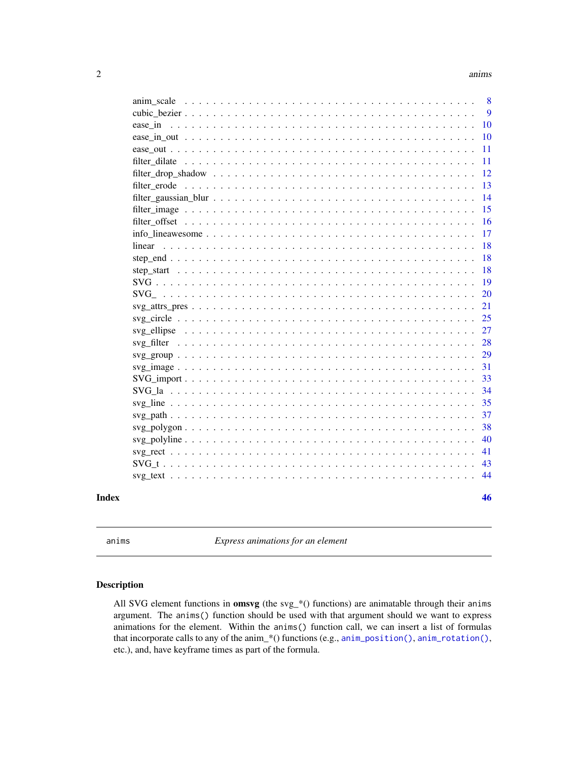| | |
|---|---|
| anim_scale | 8 |
| cubic_bezier | 9 |
| ease_in | 10 |
| ease_in_out | 10 |
| ease_out | 11 |
| filter_dilate | 11 |
| filter_drop_shadow | 12 |
| filter_erode | 13 |
| filter_gaussian_blur | 14 |
| filter_image | 15 |
| filter_offset | 16 |
| info_lineawesome | 17 |
| linear | 18 |
| step_end | 18 |
| step_start | 18 |
| SVG | 19 |
| SVG_ | 20 |
| svg_attrs_pres | 21 |
| svg_circle | 25 |
| svg_ellipse | 27 |
| svg_filter | 28 |
| svg_group | 29 |
| svg_image | 31 |
| SVG_import | 33 |
| SVG_la | 34 |
| svg_line | 35 |
| svg_path | 37 |
| svg_polygon | 38 |
| svg_polyline | 40 |
| svg_rect | 41 |
| SVG_t | 43 |
| svg_text | 44 |

**Index** **46**

---

`anims` *Express animations for an element*

---

## Description

All SVG element functions in **omsvg** (the svg_*() functions) are animatable through their `anims` argument. The `anims()` function should be used with that argument should we want to express animations for the element. Within the `anims()` function call, we can insert a list of formulas that incorporate calls to any of the anim_*() functions (e.g., `anim_position()`, `anim_rotation()`, etc.), and, have keyframe times as part of the formula.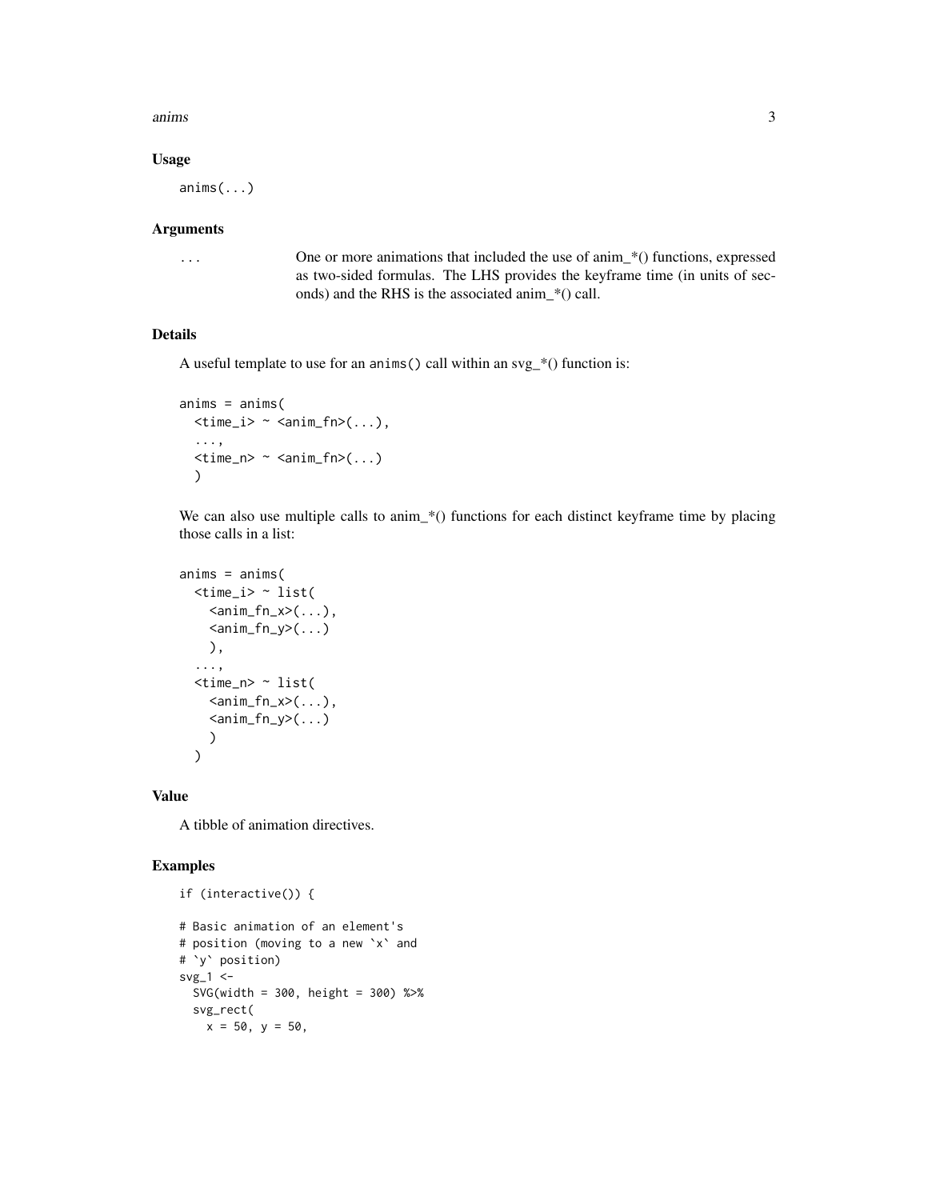### Usage

```
anims(...)
```

### Arguments

`...` One or more animations that included the use of anim_*() functions, expressed as two-sided formulas. The LHS provides the keyframe time (in units of seconds) and the RHS is the associated anim_*() call.

### Details

A useful template to use for an `anims()` call within an svg_*() function is:

```
anims = anims(
  <time_i> ~ <anim_fn>(...),
  ...,
  <time_n> ~ <anim_fn>(...)
  )
```

We can also use multiple calls to anim_*() functions for each distinct keyframe time by placing those calls in a list:

```
anims = anims(
  <time_i> ~ list(
    <anim_fn_x>(...),
    <anim_fn_y>(...)
    ),
  ...,
  <time_n> ~ list(
    <anim_fn_x>(...),
    <anim_fn_y>(...)
    )
  )
```

### Value

A tibble of animation directives.

### Examples

```
if (interactive()) {

# Basic animation of an element's
# position (moving to a new `x` and
# `y` position)
svg_1 <-
  SVG(width = 300, height = 300) %>%
  svg_rect(
    x = 50, y = 50,
```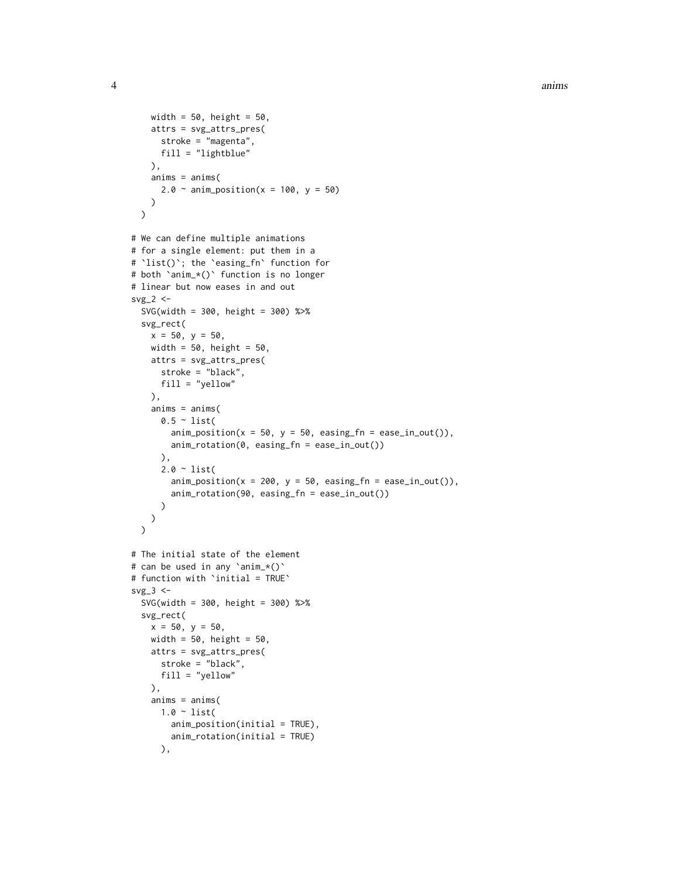```
    width = 50, height = 50,
    attrs = svg_attrs_pres(
      stroke = "magenta",
      fill = "lightblue"
    ),
    anims = anims(
      2.0 ~ anim_position(x = 100, y = 50)
    )
  )

# We can define multiple animations
# for a single element: put them in a
# `list()`; the `easing_fn` function for
# both `anim_*()` function is no longer
# linear but now eases in and out
svg_2 <-
  SVG(width = 300, height = 300) %>%
  svg_rect(
    x = 50, y = 50,
    width = 50, height = 50,
    attrs = svg_attrs_pres(
      stroke = "black",
      fill = "yellow"
    ),
    anims = anims(
      0.5 ~ list(
        anim_position(x = 50, y = 50, easing_fn = ease_in_out()),
        anim_rotation(0, easing_fn = ease_in_out())
      ),
      2.0 ~ list(
        anim_position(x = 200, y = 50, easing_fn = ease_in_out()),
        anim_rotation(90, easing_fn = ease_in_out())
      )
    )
  )

# The initial state of the element
# can be used in any `anim_*()`
# function with `initial = TRUE`
svg_3 <-
  SVG(width = 300, height = 300) %>%
  svg_rect(
    x = 50, y = 50,
    width = 50, height = 50,
    attrs = svg_attrs_pres(
      stroke = "black",
      fill = "yellow"
    ),
    anims = anims(
      1.0 ~ list(
        anim_position(initial = TRUE),
        anim_rotation(initial = TRUE)
      ),
```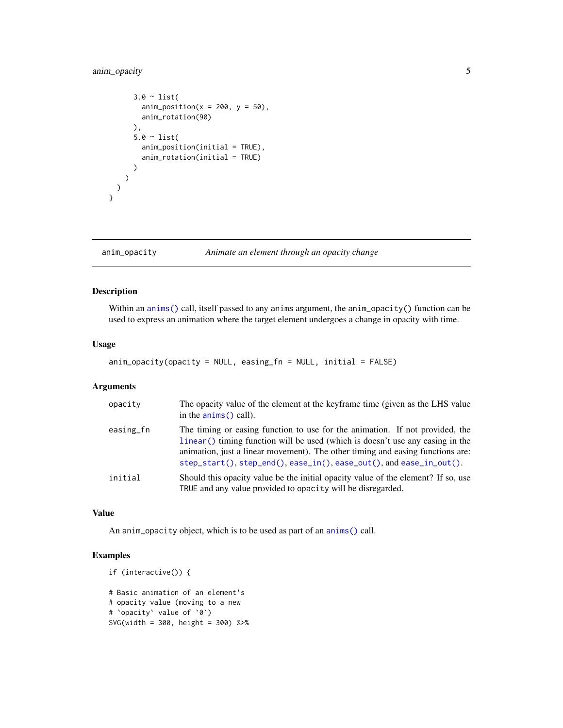```
      3.0 ~ list(
        anim_position(x = 200, y = 50),
        anim_rotation(90)
      ),
      5.0 ~ list(
        anim_position(initial = TRUE),
        anim_rotation(initial = TRUE)
      )
    )
  )
}
```

## anim_opacity    *Animate an element through an opacity change*

### Description

Within an `anims()` call, itself passed to any `anims` argument, the `anim_opacity()` function can be used to express an animation where the target element undergoes a change in opacity with time.

### Usage

```
anim_opacity(opacity = NULL, easing_fn = NULL, initial = FALSE)
```

### Arguments

| | |
|---|---|
| `opacity` | The opacity value of the element at the keyframe time (given as the LHS value in the `anims()` call). |
| `easing_fn` | The timing or easing function to use for the animation. If not provided, the `linear()` timing function will be used (which is doesn't use any easing in the animation, just a linear movement). The other timing and easing functions are: `step_start()`, `step_end()`, `ease_in()`, `ease_out()`, and `ease_in_out()`. |
| `initial` | Should this opacity value be the initial opacity value of the element? If so, use `TRUE` and any value provided to `opacity` will be disregarded. |

### Value

An `anim_opacity` object, which is to be used as part of an `anims()` call.

### Examples

```
if (interactive()) {

# Basic animation of an element's
# opacity value (moving to a new
# `opacity` value of `0`)
SVG(width = 300, height = 300) %>%
```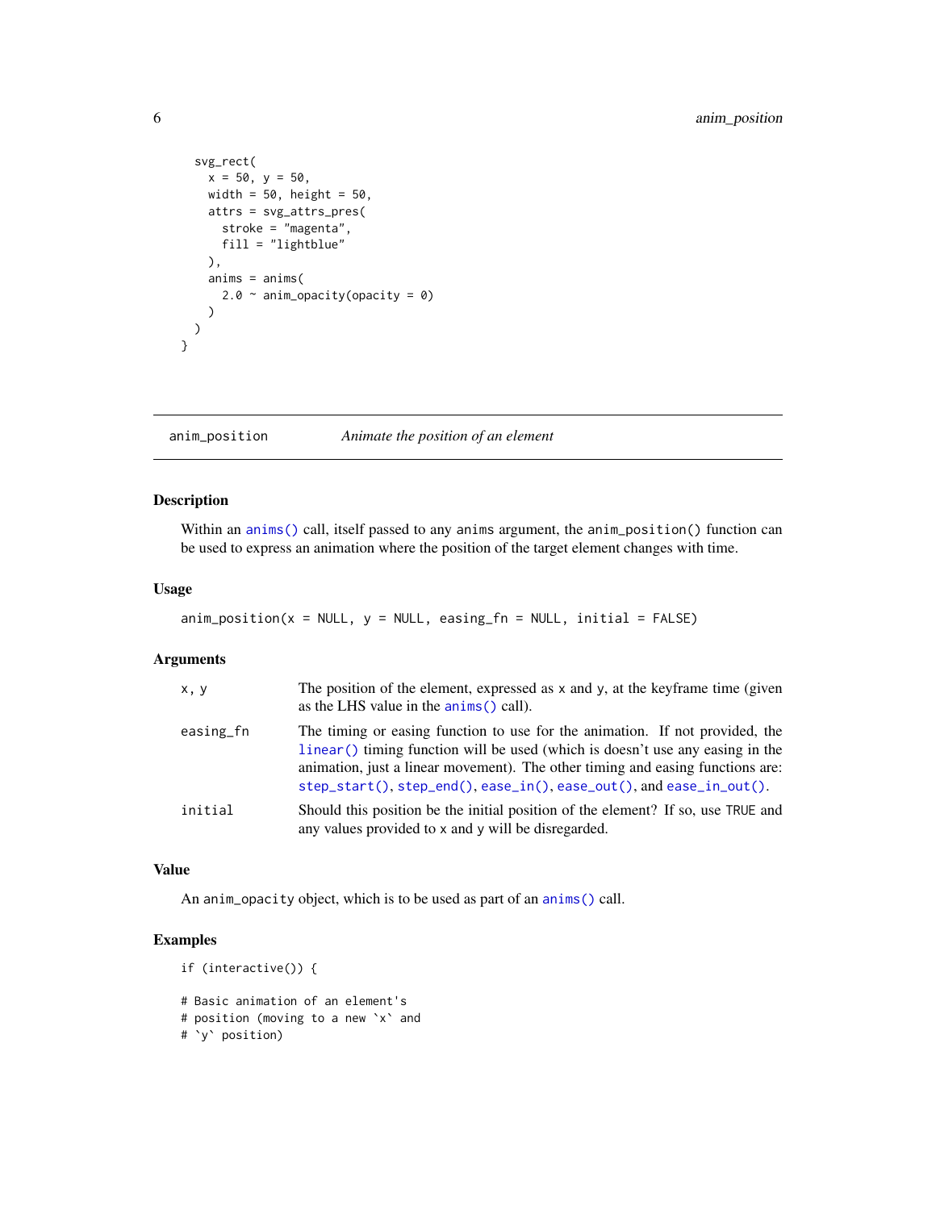```
  svg_rect(
    x = 50, y = 50,
    width = 50, height = 50,
    attrs = svg_attrs_pres(
      stroke = "magenta",
      fill = "lightblue"
    ),
    anims = anims(
      2.0 ~ anim_opacity(opacity = 0)
    )
  )
}
```

---

## anim_position — *Animate the position of an element*

### Description

Within an `anims()` call, itself passed to any `anims` argument, the `anim_position()` function can be used to express an animation where the position of the target element changes with time.

### Usage

```
anim_position(x = NULL, y = NULL, easing_fn = NULL, initial = FALSE)
```

### Arguments

| | |
|---|---|
| `x, y` | The position of the element, expressed as `x` and `y`, at the keyframe time (given as the LHS value in the `anims()` call). |
| `easing_fn` | The timing or easing function to use for the animation. If not provided, the `linear()` timing function will be used (which is doesn't use any easing in the animation, just a linear movement). The other timing and easing functions are: `step_start()`, `step_end()`, `ease_in()`, `ease_out()`, and `ease_in_out()`. |
| `initial` | Should this position be the initial position of the element? If so, use `TRUE` and any values provided to `x` and `y` will be disregarded. |

### Value

An `anim_opacity` object, which is to be used as part of an `anims()` call.

### Examples

```
if (interactive()) {

# Basic animation of an element's
# position (moving to a new `x` and
# `y` position)
```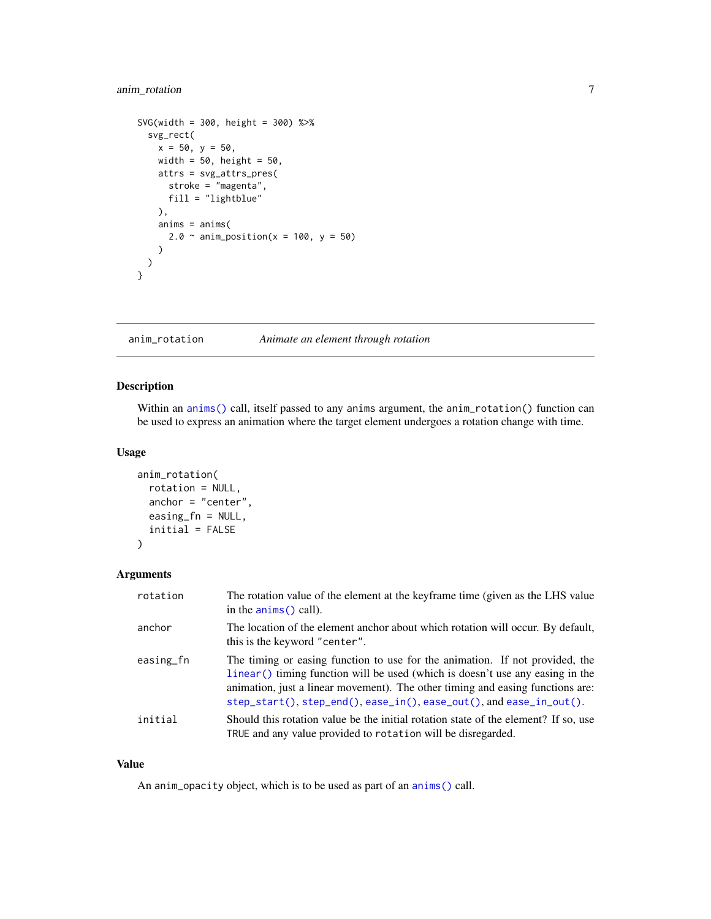```
SVG(width = 300, height = 300) %>%
  svg_rect(
    x = 50, y = 50,
    width = 50, height = 50,
    attrs = svg_attrs_pres(
      stroke = "magenta",
      fill = "lightblue"
    ),
    anims = anims(
      2.0 ~ anim_position(x = 100, y = 50)
    )
  )
}
```

## anim_rotation — *Animate an element through rotation*

### Description

Within an `anims()` call, itself passed to any `anims` argument, the `anim_rotation()` function can be used to express an animation where the target element undergoes a rotation change with time.

### Usage

```
anim_rotation(
  rotation = NULL,
  anchor = "center",
  easing_fn = NULL,
  initial = FALSE
)
```

### Arguments

| Argument | Description |
|---|---|
| `rotation` | The rotation value of the element at the keyframe time (given as the LHS value in the `anims()` call). |
| `anchor` | The location of the element anchor about which rotation will occur. By default, this is the keyword `"center"`. |
| `easing_fn` | The timing or easing function to use for the animation. If not provided, the `linear()` timing function will be used (which is doesn't use any easing in the animation, just a linear movement). The other timing and easing functions are: `step_start()`, `step_end()`, `ease_in()`, `ease_out()`, and `ease_in_out()`. |
| `initial` | Should this rotation value be the initial rotation state of the element? If so, use `TRUE` and any value provided to `rotation` will be disregarded. |

### Value

An `anim_opacity` object, which is to be used as part of an `anims()` call.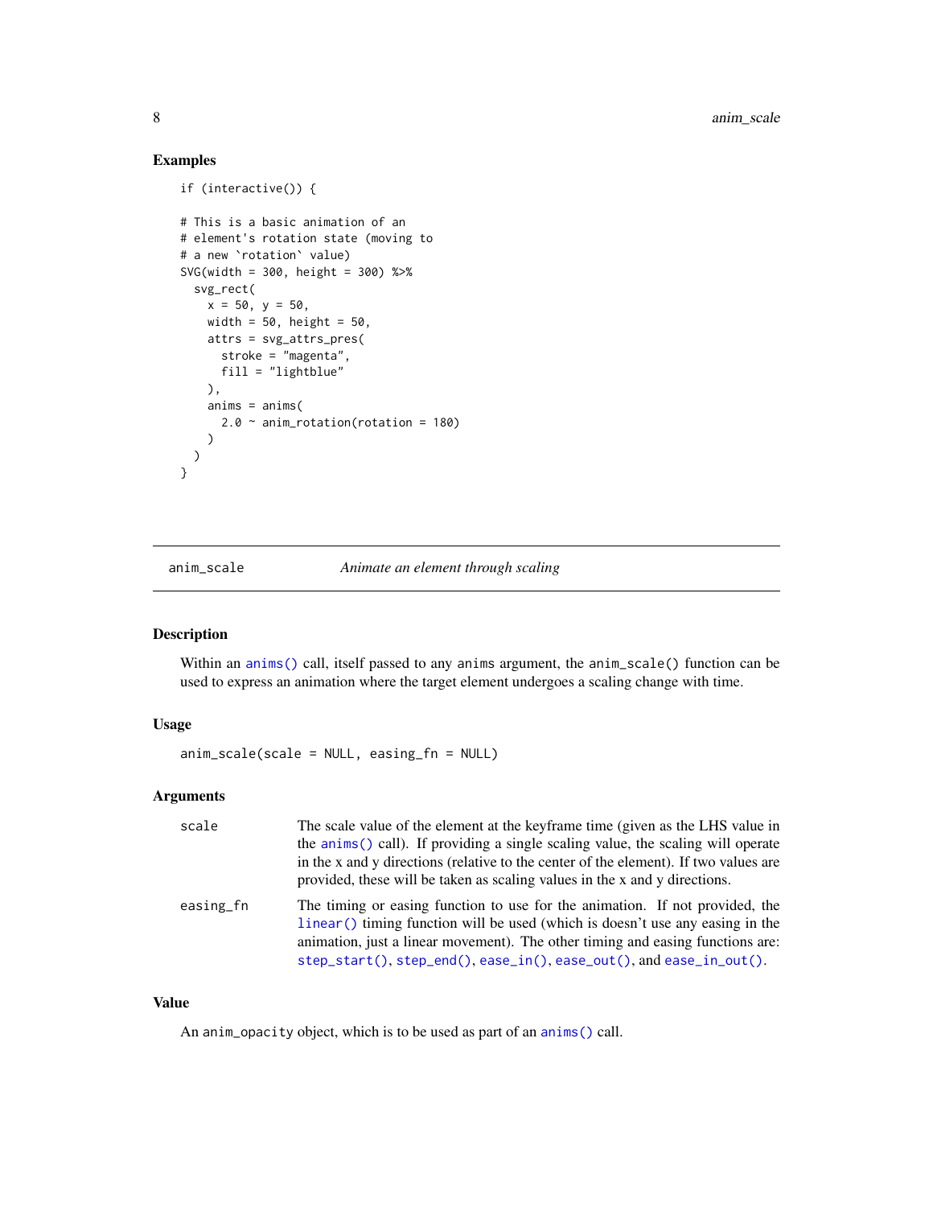### Examples

```
if (interactive()) {

# This is a basic animation of an
# element's rotation state (moving to
# a new `rotation` value)
SVG(width = 300, height = 300) %>%
  svg_rect(
    x = 50, y = 50,
    width = 50, height = 50,
    attrs = svg_attrs_pres(
      stroke = "magenta",
      fill = "lightblue"
    ),
    anims = anims(
      2.0 ~ anim_rotation(rotation = 180)
    )
  )
}
```

---

## anim_scale — *Animate an element through scaling*

### Description

Within an anims() call, itself passed to any anims argument, the anim_scale() function can be used to express an animation where the target element undergoes a scaling change with time.

### Usage

```
anim_scale(scale = NULL, easing_fn = NULL)
```

### Arguments

| | |
|---|---|
| scale | The scale value of the element at the keyframe time (given as the LHS value in the anims() call). If providing a single scaling value, the scaling will operate in the x and y directions (relative to the center of the element). If two values are provided, these will be taken as scaling values in the x and y directions. |
| easing_fn | The timing or easing function to use for the animation. If not provided, the linear() timing function will be used (which is doesn't use any easing in the animation, just a linear movement). The other timing and easing functions are: step_start(), step_end(), ease_in(), ease_out(), and ease_in_out(). |

### Value

An anim_opacity object, which is to be used as part of an anims() call.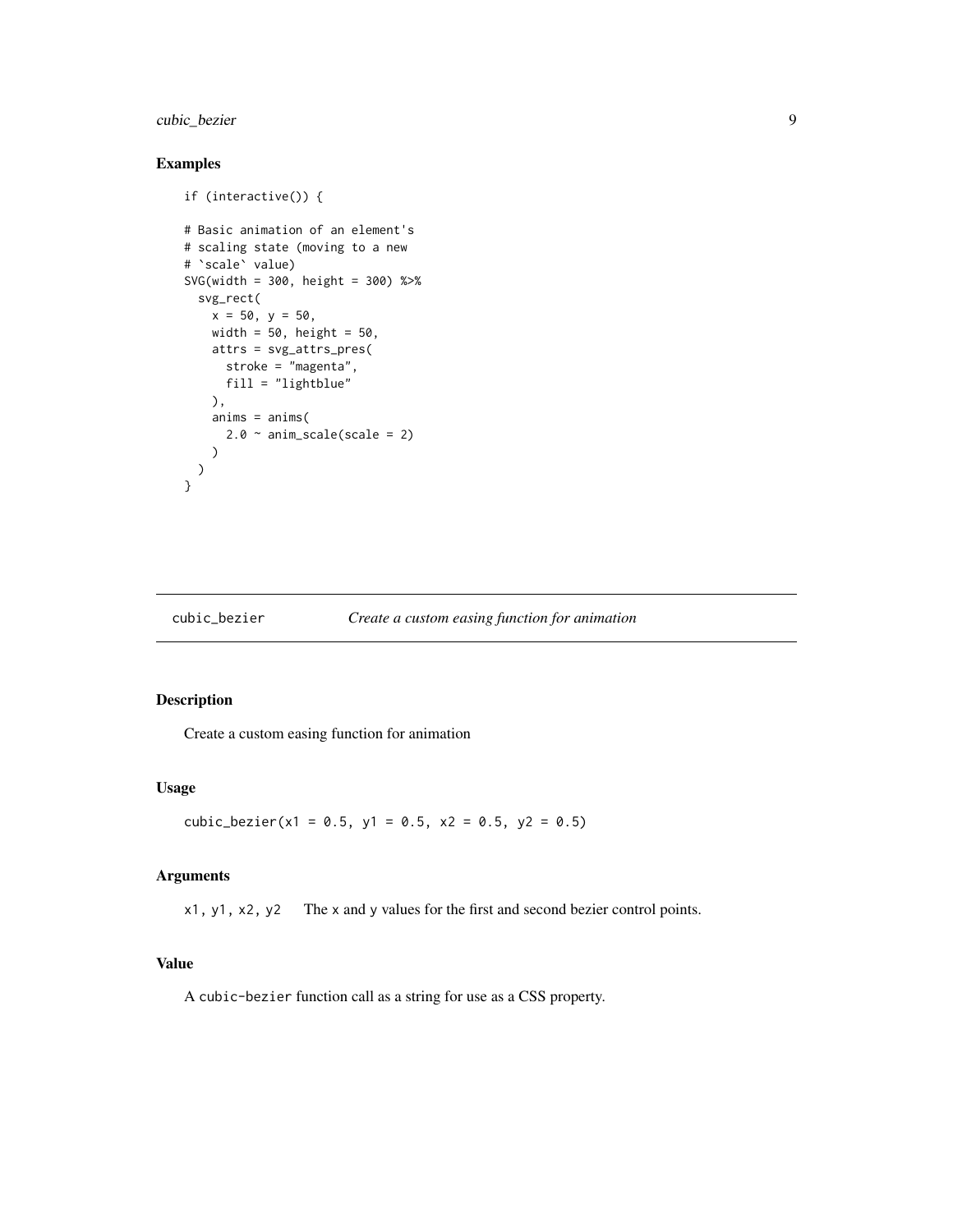## Examples

```
if (interactive()) {

# Basic animation of an element's
# scaling state (moving to a new
# `scale` value)
SVG(width = 300, height = 300) %>%
  svg_rect(
    x = 50, y = 50,
    width = 50, height = 50,
    attrs = svg_attrs_pres(
      stroke = "magenta",
      fill = "lightblue"
    ),
    anims = anims(
      2.0 ~ anim_scale(scale = 2)
    )
  )
}
```

---

# cubic_bezier — *Create a custom easing function for animation*

## Description

Create a custom easing function for animation

## Usage

```
cubic_bezier(x1 = 0.5, y1 = 0.5, x2 = 0.5, y2 = 0.5)
```

## Arguments

| | |
|---|---|
| `x1, y1, x2, y2` | The `x` and `y` values for the first and second bezier control points. |

## Value

A `cubic-bezier` function call as a string for use as a CSS property.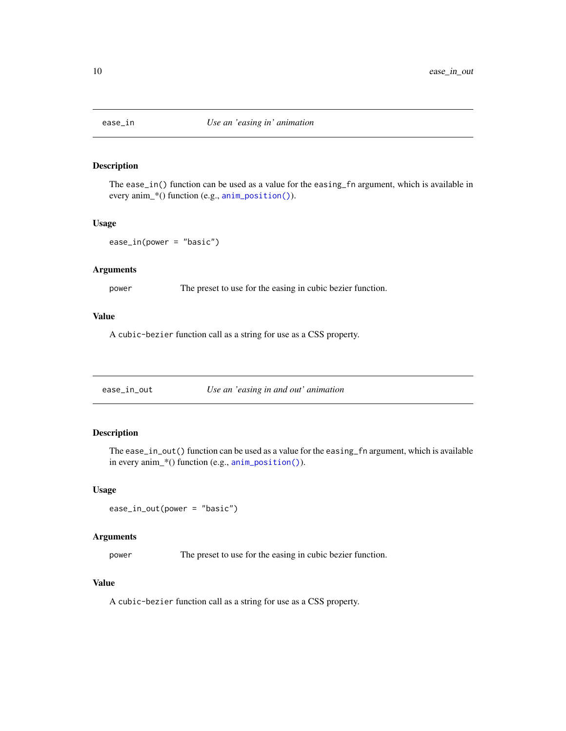## ease_in — *Use an 'easing in' animation*

### Description

The `ease_in()` function can be used as a value for the `easing_fn` argument, which is available in every anim_*() function (e.g., `anim_position()`).

### Usage

```
ease_in(power = "basic")
```

### Arguments

| | |
|---|---|
| `power` | The preset to use for the easing in cubic bezier function. |

### Value

A `cubic-bezier` function call as a string for use as a CSS property.

## ease_in_out — *Use an 'easing in and out' animation*

### Description

The `ease_in_out()` function can be used as a value for the `easing_fn` argument, which is available in every anim_*() function (e.g., `anim_position()`).

### Usage

```
ease_in_out(power = "basic")
```

### Arguments

| | |
|---|---|
| `power` | The preset to use for the easing in cubic bezier function. |

### Value

A `cubic-bezier` function call as a string for use as a CSS property.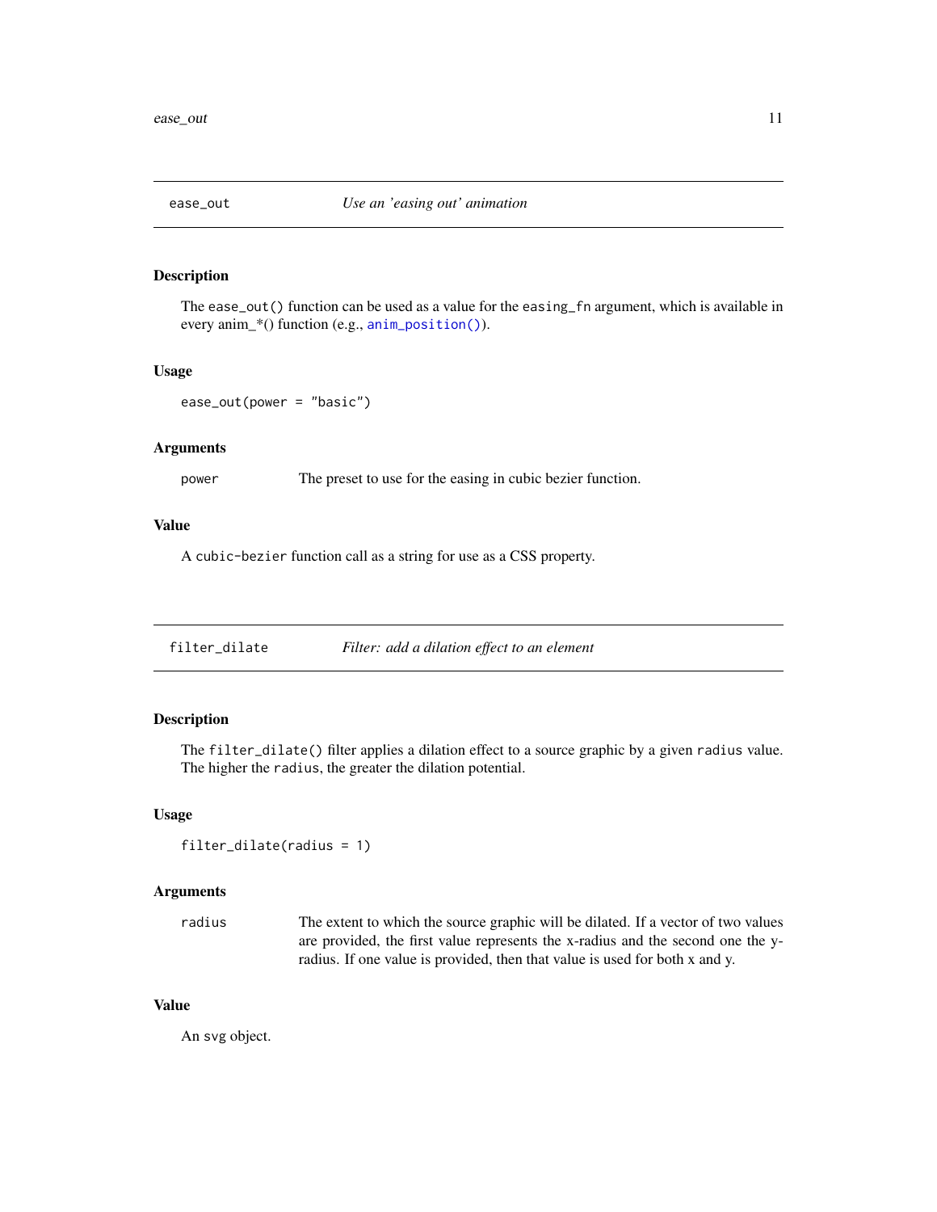## ease_out — *Use an 'easing out' animation*

### Description

The `ease_out()` function can be used as a value for the `easing_fn` argument, which is available in every anim_*() function (e.g., `anim_position()`).

### Usage

```
ease_out(power = "basic")
```

### Arguments

| | |
|---|---|
| `power` | The preset to use for the easing in cubic bezier function. |

### Value

A `cubic-bezier` function call as a string for use as a CSS property.

## filter_dilate — *Filter: add a dilation effect to an element*

### Description

The `filter_dilate()` filter applies a dilation effect to a source graphic by a given `radius` value. The higher the `radius`, the greater the dilation potential.

### Usage

```
filter_dilate(radius = 1)
```

### Arguments

| | |
|---|---|
| `radius` | The extent to which the source graphic will be dilated. If a vector of two values are provided, the first value represents the x-radius and the second one the y-radius. If one value is provided, then that value is used for both x and y. |

### Value

An svg object.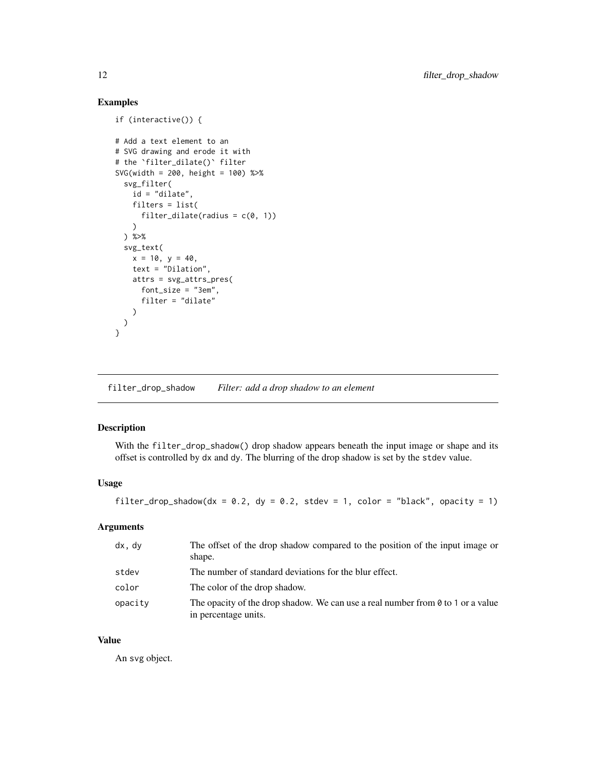### Examples

```
if (interactive()) {

# Add a text element to an
# SVG drawing and erode it with
# the `filter_dilate()` filter
SVG(width = 200, height = 100) %>%
  svg_filter(
    id = "dilate",
    filters = list(
      filter_dilate(radius = c(0, 1))
    )
  ) %>%
  svg_text(
    x = 10, y = 40,
    text = "Dilation",
    attrs = svg_attrs_pres(
      font_size = "3em",
      filter = "dilate"
    )
  )
}
```

## filter_drop_shadow *Filter: add a drop shadow to an element*

### Description

With the `filter_drop_shadow()` drop shadow appears beneath the input image or shape and its offset is controlled by `dx` and `dy`. The blurring of the drop shadow is set by the `stdev` value.

### Usage

```
filter_drop_shadow(dx = 0.2, dy = 0.2, stdev = 1, color = "black", opacity = 1)
```

### Arguments

| | |
|---|---|
| dx, dy | The offset of the drop shadow compared to the position of the input image or shape. |
| stdev | The number of standard deviations for the blur effect. |
| color | The color of the drop shadow. |
| opacity | The opacity of the drop shadow. We can use a real number from `0` to `1` or a value in percentage units. |

### Value

An `svg` object.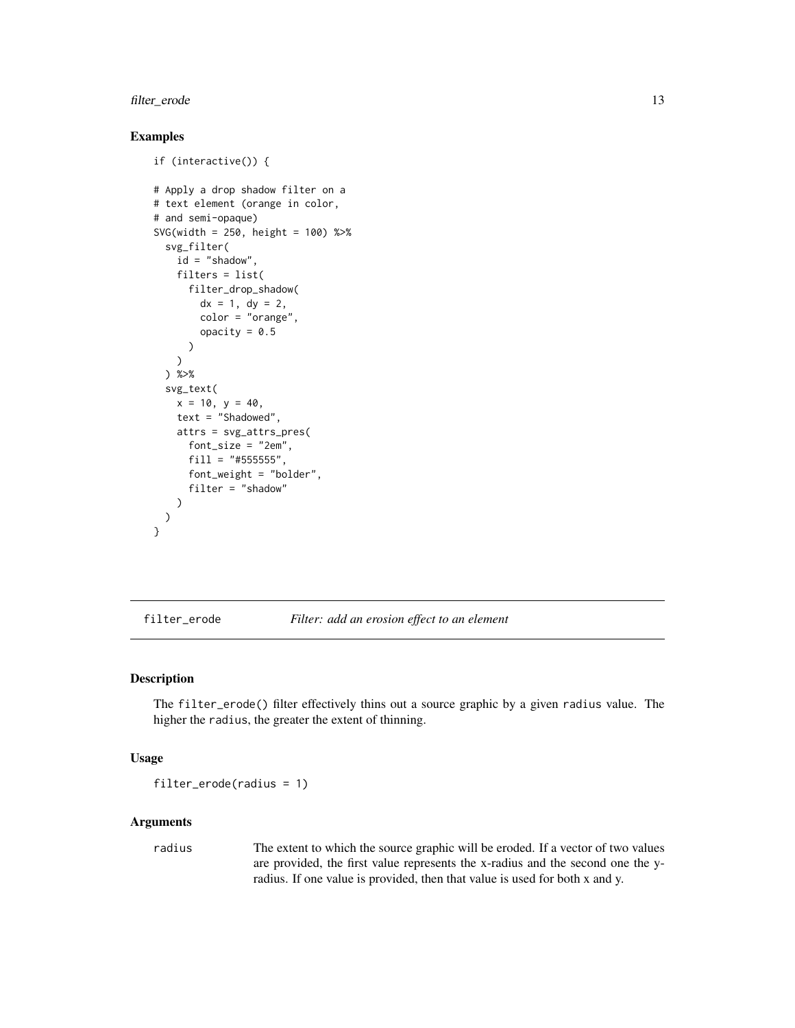## Examples

```
if (interactive()) {

# Apply a drop shadow filter on a
# text element (orange in color,
# and semi-opaque)
SVG(width = 250, height = 100) %>%
  svg_filter(
    id = "shadow",
    filters = list(
      filter_drop_shadow(
        dx = 1, dy = 2,
        color = "orange",
        opacity = 0.5
      )
    )
  ) %>%
  svg_text(
    x = 10, y = 40,
    text = "Shadowed",
    attrs = svg_attrs_pres(
      font_size = "2em",
      fill = "#555555",
      font_weight = "bolder",
      filter = "shadow"
    )
  )
}
```

---

# filter_erode *Filter: add an erosion effect to an element*

## Description

The `filter_erode()` filter effectively thins out a source graphic by a given `radius` value. The higher the `radius`, the greater the extent of thinning.

## Usage

```
filter_erode(radius = 1)
```

## Arguments

| | |
|---|---|
| `radius` | The extent to which the source graphic will be eroded. If a vector of two values are provided, the first value represents the x-radius and the second one the y-radius. If one value is provided, then that value is used for both x and y. |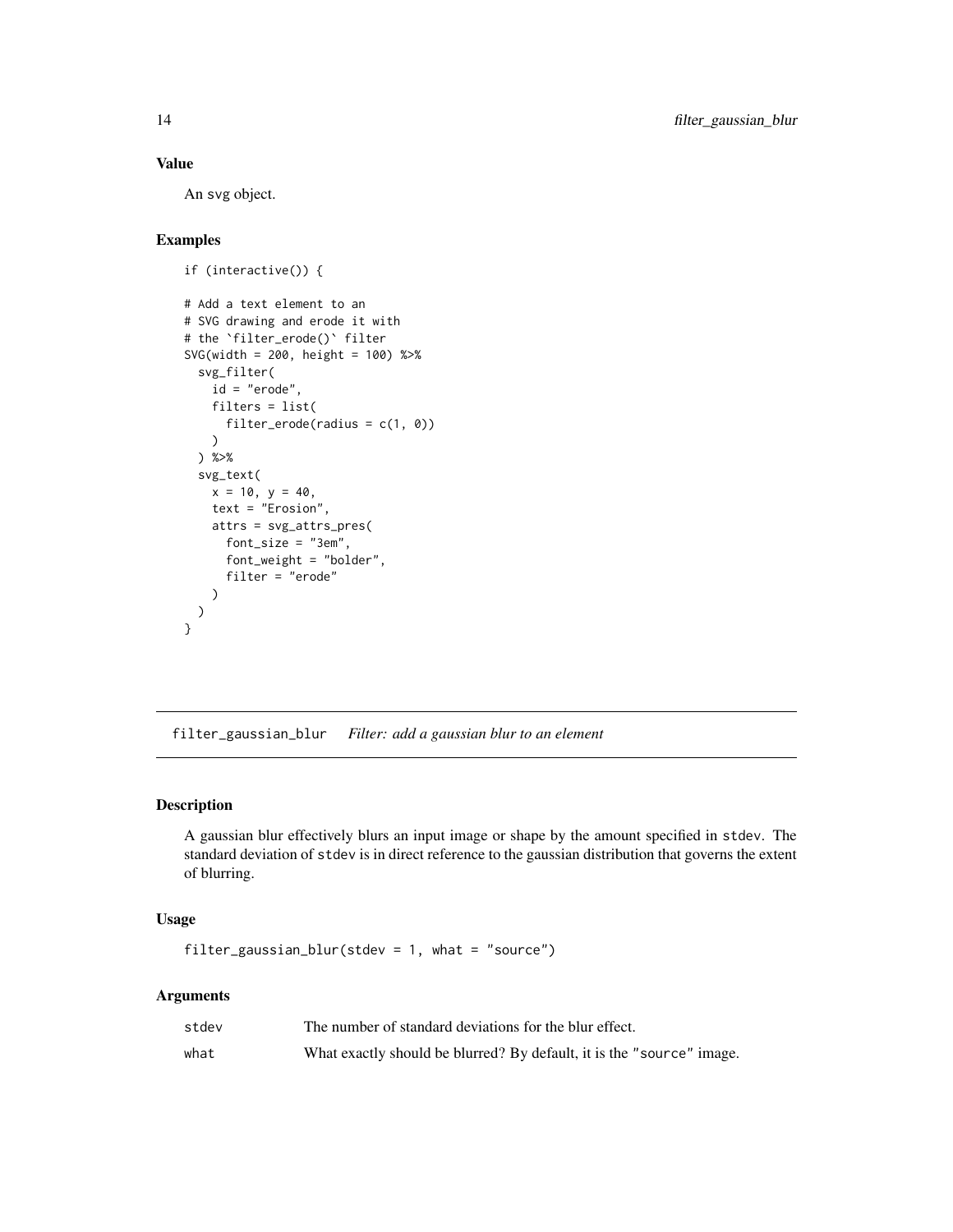### Value

An svg object.

### Examples

```
if (interactive()) {

# Add a text element to an
# SVG drawing and erode it with
# the `filter_erode()` filter
SVG(width = 200, height = 100) %>%
  svg_filter(
    id = "erode",
    filters = list(
      filter_erode(radius = c(1, 0))
    )
  ) %>%
  svg_text(
    x = 10, y = 40,
    text = "Erosion",
    attrs = svg_attrs_pres(
      font_size = "3em",
      font_weight = "bolder",
      filter = "erode"
    )
  )
}
```

---

## filter_gaussian_blur    *Filter: add a gaussian blur to an element*

### Description

A gaussian blur effectively blurs an input image or shape by the amount specified in `stdev`. The standard deviation of `stdev` is in direct reference to the gaussian distribution that governs the extent of blurring.

### Usage

```
filter_gaussian_blur(stdev = 1, what = "source")
```

### Arguments

| | |
|---|---|
| `stdev` | The number of standard deviations for the blur effect. |
| `what` | What exactly should be blurred? By default, it is the `"source"` image. |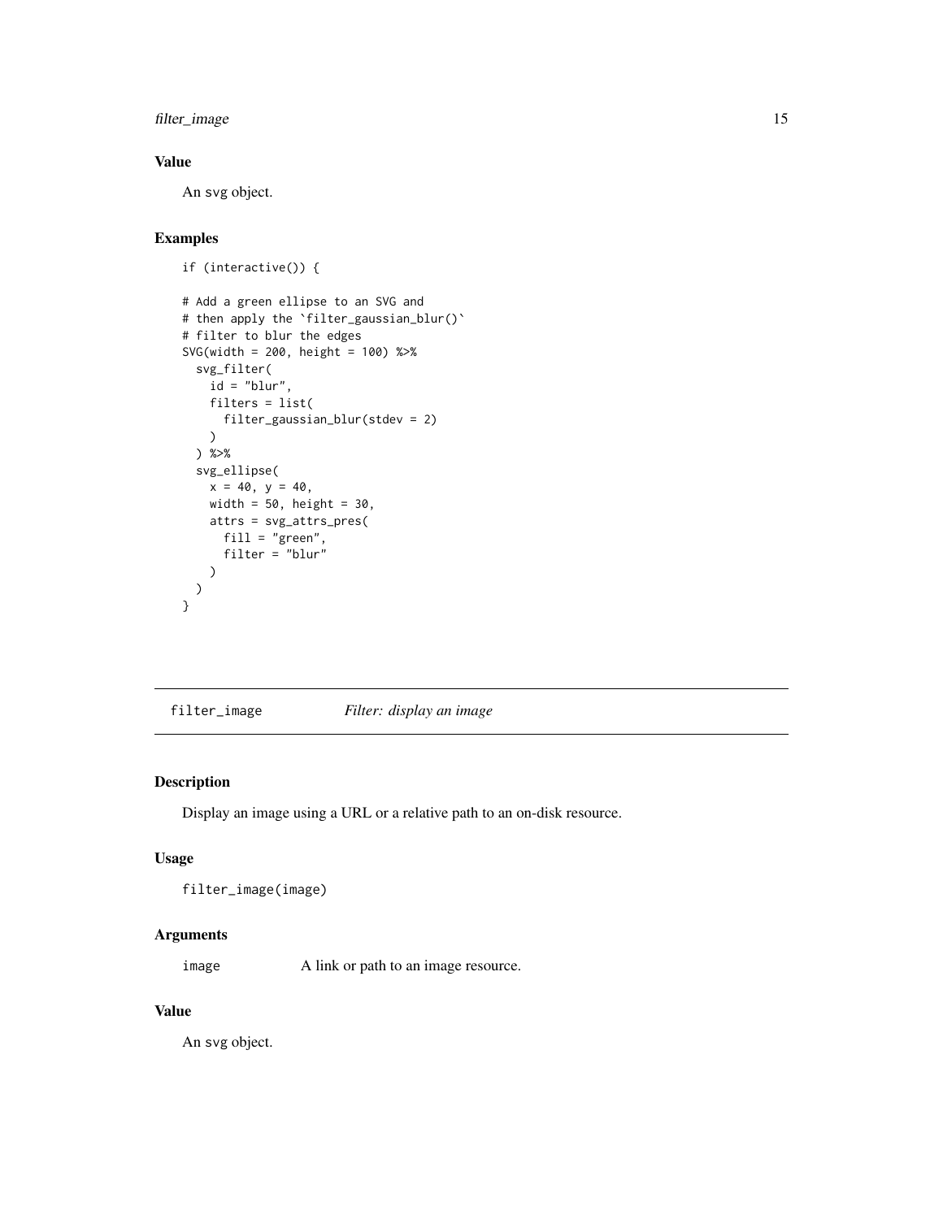## Value

An svg object.

## Examples

```
if (interactive()) {

# Add a green ellipse to an SVG and
# then apply the `filter_gaussian_blur()`
# filter to blur the edges
SVG(width = 200, height = 100) %>%
  svg_filter(
    id = "blur",
    filters = list(
      filter_gaussian_blur(stdev = 2)
    )
  ) %>%
  svg_ellipse(
    x = 40, y = 40,
    width = 50, height = 30,
    attrs = svg_attrs_pres(
      fill = "green",
      filter = "blur"
    )
  )
}
```

---

# filter_image &nbsp;&nbsp;&nbsp; *Filter: display an image*

## Description

Display an image using a URL or a relative path to an on-disk resource.

## Usage

```
filter_image(image)
```

## Arguments

| | |
|---|---|
| `image` | A link or path to an image resource. |

## Value

An svg object.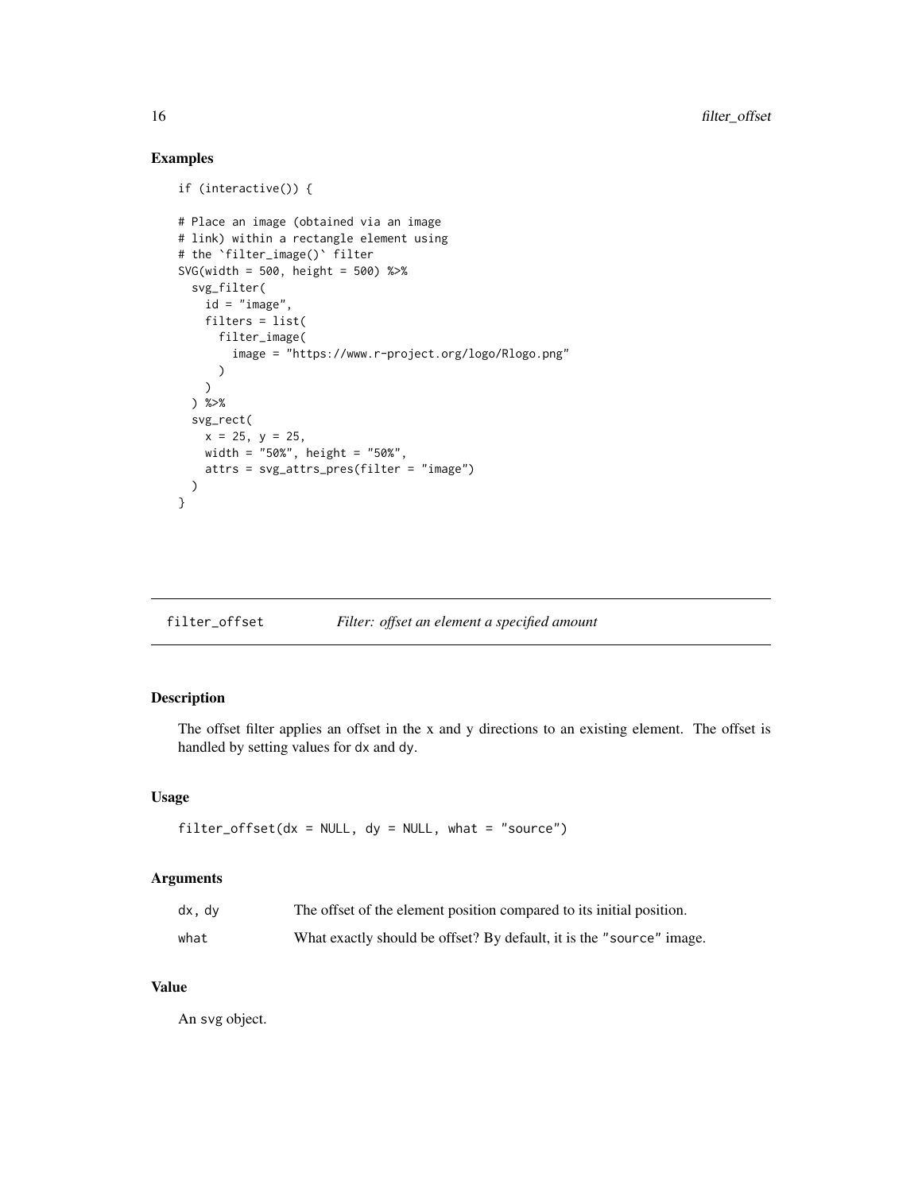## Examples

```
if (interactive()) {

# Place an image (obtained via an image
# link) within a rectangle element using
# the `filter_image()` filter
SVG(width = 500, height = 500) %>%
  svg_filter(
    id = "image",
    filters = list(
      filter_image(
        image = "https://www.r-project.org/logo/Rlogo.png"
      )
    )
  ) %>%
  svg_rect(
    x = 25, y = 25,
    width = "50%", height = "50%",
    attrs = svg_attrs_pres(filter = "image")
  )
}
```

---

# filter_offset    *Filter: offset an element a specified amount*

---

## Description

The offset filter applies an offset in the x and y directions to an existing element. The offset is handled by setting values for `dx` and `dy`.

## Usage

```
filter_offset(dx = NULL, dy = NULL, what = "source")
```

## Arguments

| | |
|---|---|
| dx, dy | The offset of the element position compared to its initial position. |
| what | What exactly should be offset? By default, it is the "source" image. |

## Value

An `svg` object.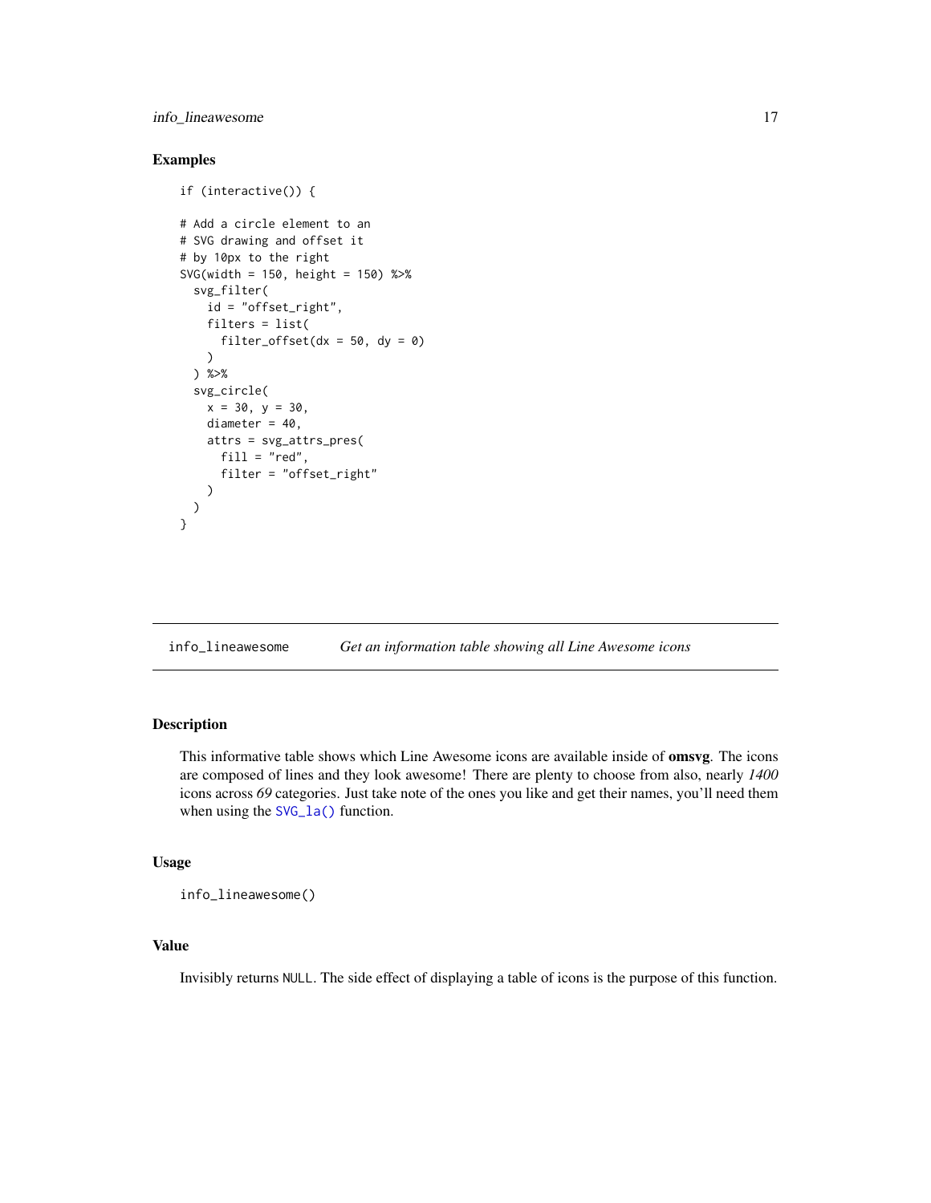### Examples

```
if (interactive()) {

# Add a circle element to an
# SVG drawing and offset it
# by 10px to the right
SVG(width = 150, height = 150) %>%
  svg_filter(
    id = "offset_right",
    filters = list(
      filter_offset(dx = 50, dy = 0)
    )
  ) %>%
  svg_circle(
    x = 30, y = 30,
    diameter = 40,
    attrs = svg_attrs_pres(
      fill = "red",
      filter = "offset_right"
    )
  )
}
```

---

## info_lineawesome &nbsp;&nbsp;&nbsp; *Get an information table showing all Line Awesome icons*

---

### Description

This informative table shows which Line Awesome icons are available inside of **omsvg**. The icons are composed of lines and they look awesome! There are plenty to choose from also, nearly *1400* icons across *69* categories. Just take note of the ones you like and get their names, you'll need them when using the `SVG_la()` function.

### Usage

```
info_lineawesome()
```

### Value

Invisibly returns `NULL`. The side effect of displaying a table of icons is the purpose of this function.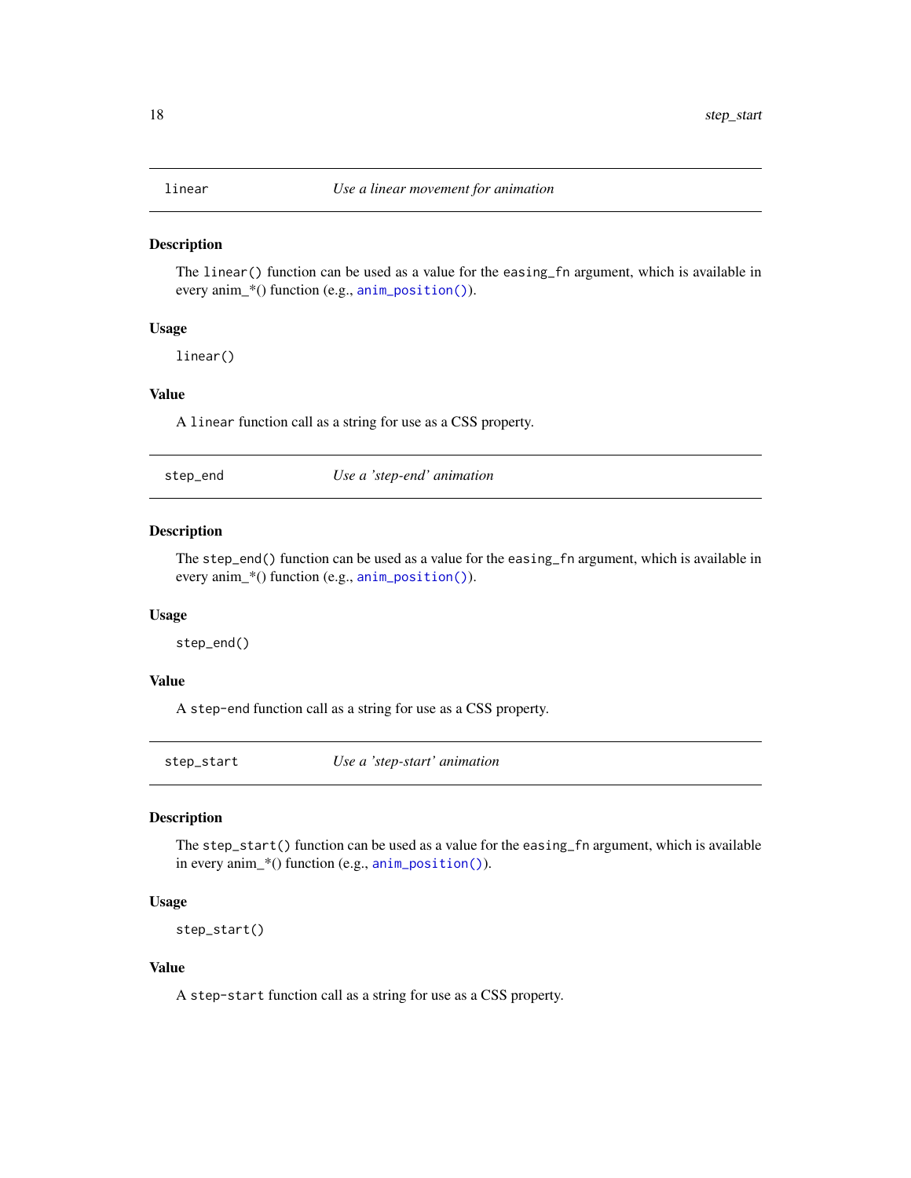## linear — *Use a linear movement for animation*

### Description

The `linear()` function can be used as a value for the `easing_fn` argument, which is available in every anim_*() function (e.g., `anim_position()`).

### Usage

```
linear()
```

### Value

A `linear` function call as a string for use as a CSS property.

## step_end — *Use a 'step-end' animation*

### Description

The `step_end()` function can be used as a value for the `easing_fn` argument, which is available in every anim_*() function (e.g., `anim_position()`).

### Usage

```
step_end()
```

### Value

A `step-end` function call as a string for use as a CSS property.

## step_start — *Use a 'step-start' animation*

### Description

The `step_start()` function can be used as a value for the `easing_fn` argument, which is available in every anim_*() function (e.g., `anim_position()`).

### Usage

```
step_start()
```

### Value

A `step-start` function call as a string for use as a CSS property.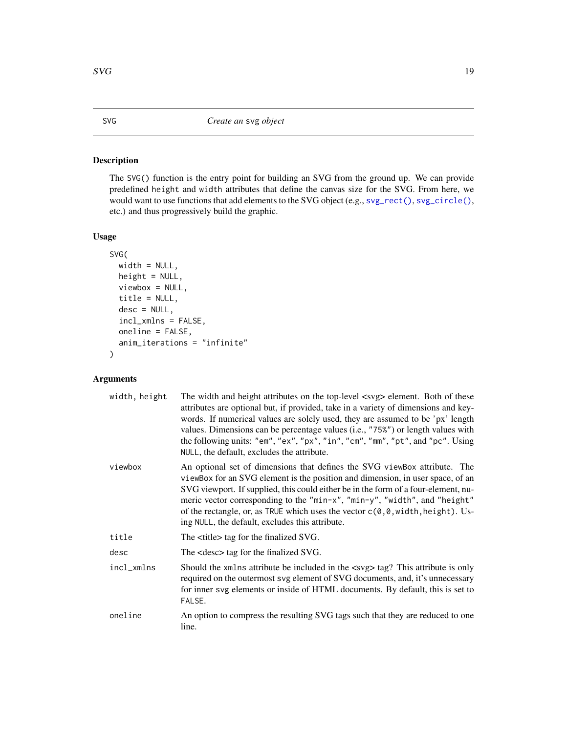## SVG — *Create an* svg *object*

### Description

The SVG() function is the entry point for building an SVG from the ground up. We can provide predefined height and width attributes that define the canvas size for the SVG. From here, we would want to use functions that add elements to the SVG object (e.g., svg_rect(), svg_circle(), etc.) and thus progressively build the graphic.

### Usage

```
SVG(
  width = NULL,
  height = NULL,
  viewbox = NULL,
  title = NULL,
  desc = NULL,
  incl_xmlns = FALSE,
  oneline = FALSE,
  anim_iterations = "infinite"
)
```

### Arguments

| Argument | Description |
|---|---|
| width, height | The width and height attributes on the top-level <svg> element. Both of these attributes are optional but, if provided, take in a variety of dimensions and keywords. If numerical values are solely used, they are assumed to be 'px' length values. Dimensions can be percentage values (i.e., "75%") or length values with the following units: "em", "ex", "px", "in", "cm", "mm", "pt", and "pc". Using NULL, the default, excludes the attribute. |
| viewbox | An optional set of dimensions that defines the SVG viewBox attribute. The viewBox for an SVG element is the position and dimension, in user space, of an SVG viewport. If supplied, this could either be in the form of a four-element, numeric vector corresponding to the "min-x", "min-y", "width", and "height" of the rectangle, or, as TRUE which uses the vector c(0,0,width,height). Using NULL, the default, excludes this attribute. |
| title | The <title> tag for the finalized SVG. |
| desc | The <desc> tag for the finalized SVG. |
| incl_xmlns | Should the xmlns attribute be included in the <svg> tag? This attribute is only required on the outermost svg element of SVG documents, and, it's unnecessary for inner svg elements or inside of HTML documents. By default, this is set to FALSE. |
| oneline | An option to compress the resulting SVG tags such that they are reduced to one line. |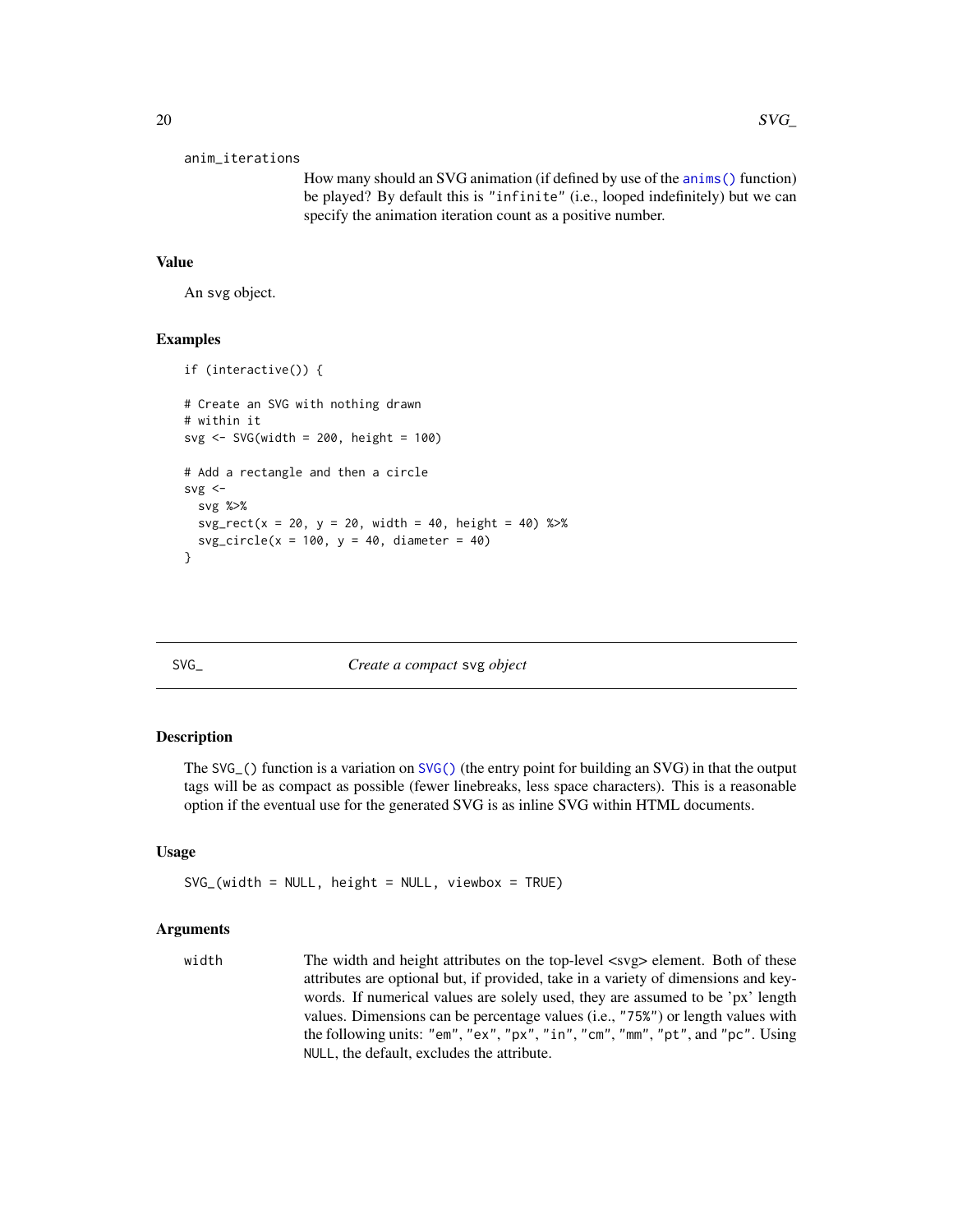anim_iterations

How many should an SVG animation (if defined by use of the `anims()` function) be played? By default this is `"infinite"` (i.e., looped indefinitely) but we can specify the animation iteration count as a positive number.

### Value

An svg object.

### Examples

```
if (interactive()) {

# Create an SVG with nothing drawn
# within it
svg <- SVG(width = 200, height = 100)

# Add a rectangle and then a circle
svg <-
  svg %>%
  svg_rect(x = 20, y = 20, width = 40, height = 40) %>%
  svg_circle(x = 100, y = 40, diameter = 40)
}
```

---

## SVG_ — *Create a compact* `svg` *object*

### Description

The `SVG_()` function is a variation on `SVG()` (the entry point for building an SVG) in that the output tags will be as compact as possible (fewer linebreaks, less space characters). This is a reasonable option if the eventual use for the generated SVG is as inline SVG within HTML documents.

### Usage

```
SVG_(width = NULL, height = NULL, viewbox = TRUE)
```

### Arguments

width

The width and height attributes on the top-level <svg> element. Both of these attributes are optional but, if provided, take in a variety of dimensions and keywords. If numerical values are solely used, they are assumed to be 'px' length values. Dimensions can be percentage values (i.e., `"75%"`) or length values with the following units: `"em"`, `"ex"`, `"px"`, `"in"`, `"cm"`, `"mm"`, `"pt"`, and `"pc"`. Using `NULL`, the default, excludes the attribute.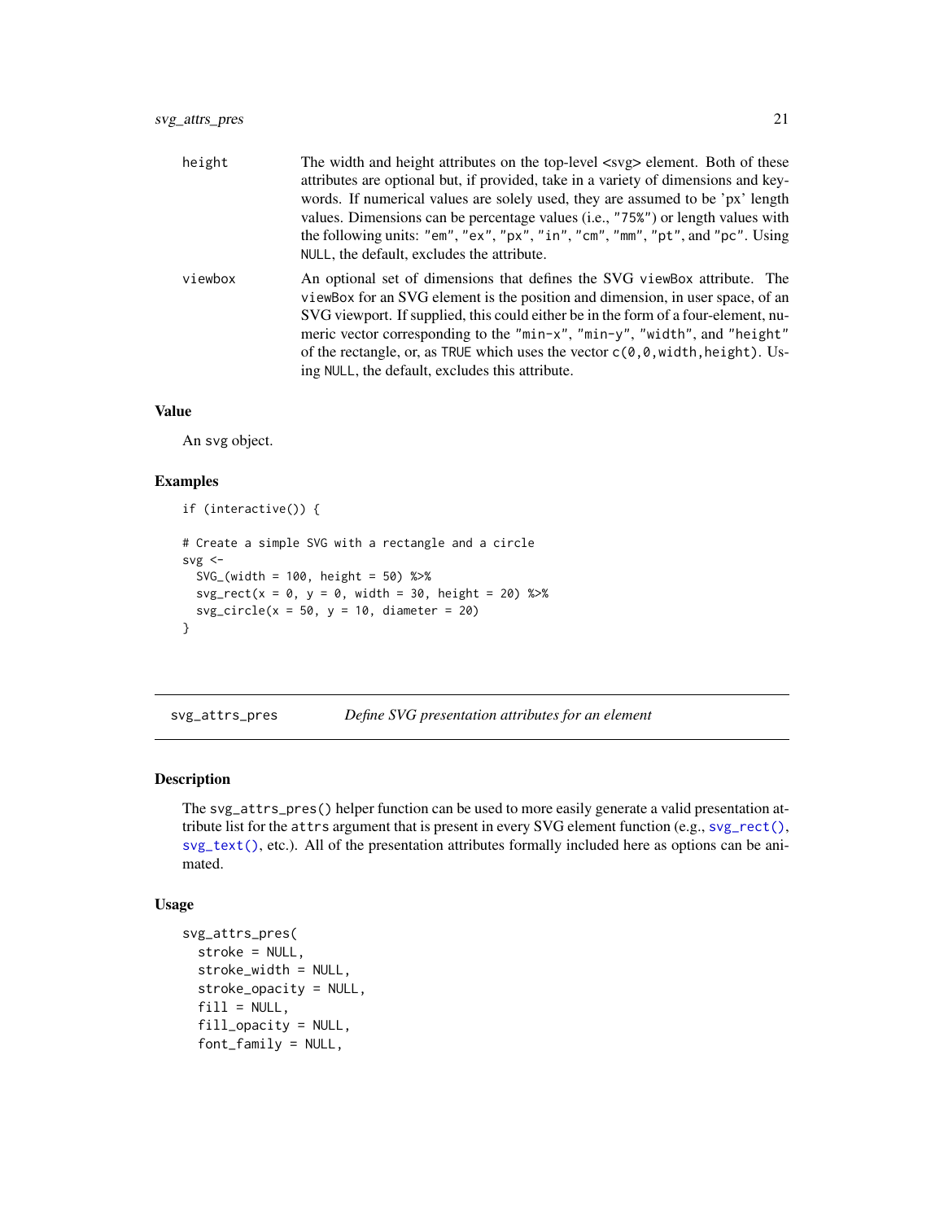height The width and height attributes on the top-level <svg> element. Both of these attributes are optional but, if provided, take in a variety of dimensions and keywords. If numerical values are solely used, they are assumed to be 'px' length values. Dimensions can be percentage values (i.e., "75%") or length values with the following units: "em", "ex", "px", "in", "cm", "mm", "pt", and "pc". Using NULL, the default, excludes the attribute.

viewbox An optional set of dimensions that defines the SVG viewBox attribute. The viewBox for an SVG element is the position and dimension, in user space, of an SVG viewport. If supplied, this could either be in the form of a four-element, numeric vector corresponding to the "min-x", "min-y", "width", and "height" of the rectangle, or, as TRUE which uses the vector c(0,0,width,height). Using NULL, the default, excludes this attribute.

### Value

An svg object.

### Examples

```
if (interactive()) {

# Create a simple SVG with a rectangle and a circle
svg <-
  SVG_(width = 100, height = 50) %>%
  svg_rect(x = 0, y = 0, width = 30, height = 20) %>%
  svg_circle(x = 50, y = 10, diameter = 20)
}
```

---

## svg_attrs_pres — *Define SVG presentation attributes for an element*

### Description

The svg_attrs_pres() helper function can be used to more easily generate a valid presentation attribute list for the attrs argument that is present in every SVG element function (e.g., svg_rect(), svg_text(), etc.). All of the presentation attributes formally included here as options can be animated.

### Usage

```
svg_attrs_pres(
  stroke = NULL,
  stroke_width = NULL,
  stroke_opacity = NULL,
  fill = NULL,
  fill_opacity = NULL,
  font_family = NULL,
```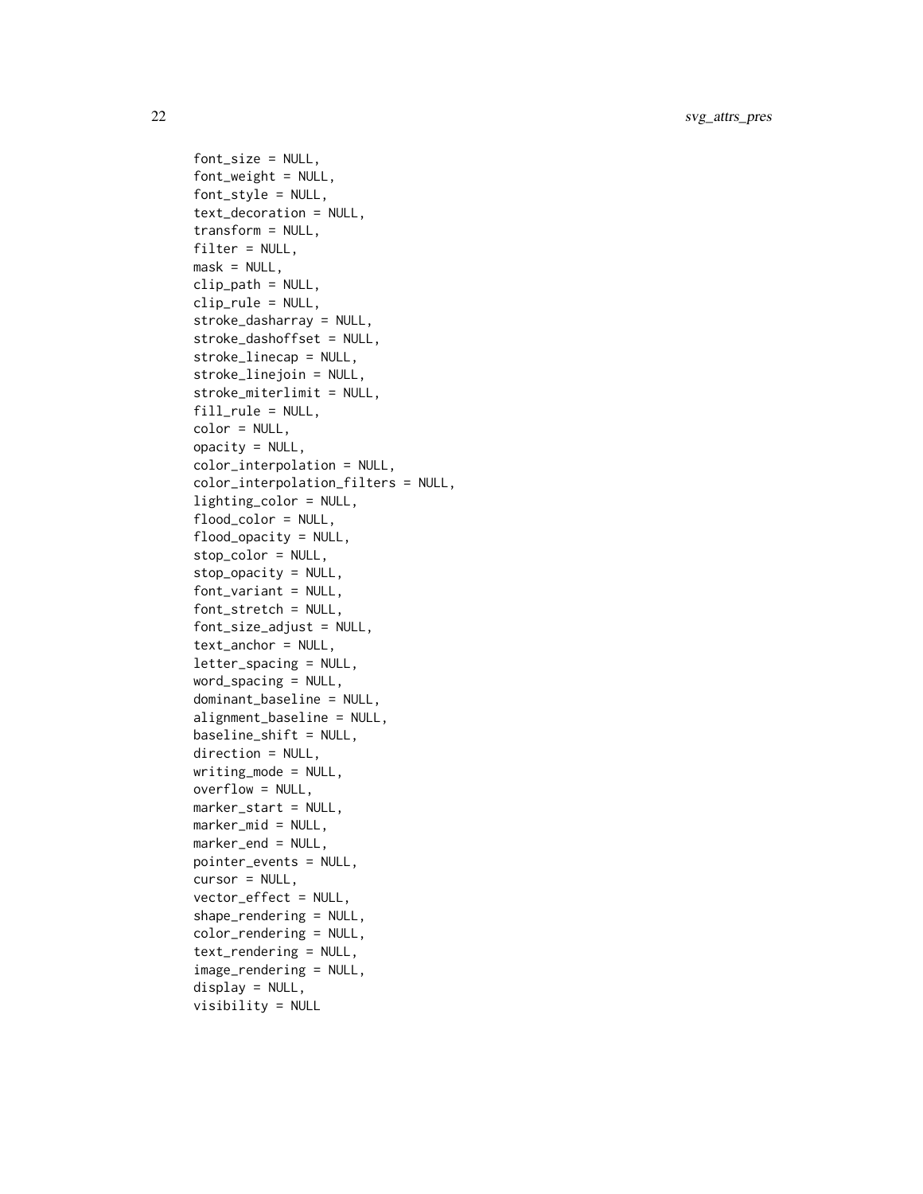```
  font_size = NULL,
  font_weight = NULL,
  font_style = NULL,
  text_decoration = NULL,
  transform = NULL,
  filter = NULL,
  mask = NULL,
  clip_path = NULL,
  clip_rule = NULL,
  stroke_dasharray = NULL,
  stroke_dashoffset = NULL,
  stroke_linecap = NULL,
  stroke_linejoin = NULL,
  stroke_miterlimit = NULL,
  fill_rule = NULL,
  color = NULL,
  opacity = NULL,
  color_interpolation = NULL,
  color_interpolation_filters = NULL,
  lighting_color = NULL,
  flood_color = NULL,
  flood_opacity = NULL,
  stop_color = NULL,
  stop_opacity = NULL,
  font_variant = NULL,
  font_stretch = NULL,
  font_size_adjust = NULL,
  text_anchor = NULL,
  letter_spacing = NULL,
  word_spacing = NULL,
  dominant_baseline = NULL,
  alignment_baseline = NULL,
  baseline_shift = NULL,
  direction = NULL,
  writing_mode = NULL,
  overflow = NULL,
  marker_start = NULL,
  marker_mid = NULL,
  marker_end = NULL,
  pointer_events = NULL,
  cursor = NULL,
  vector_effect = NULL,
  shape_rendering = NULL,
  color_rendering = NULL,
  text_rendering = NULL,
  image_rendering = NULL,
  display = NULL,
  visibility = NULL
```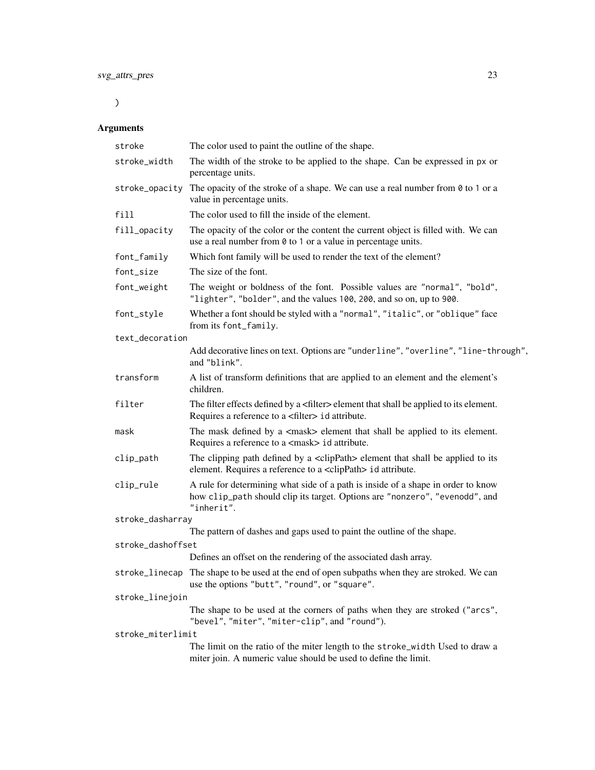)

## Arguments

| | |
|---|---|
| `stroke` | The color used to paint the outline of the shape. |
| `stroke_width` | The width of the stroke to be applied to the shape. Can be expressed in `px` or percentage units. |
| `stroke_opacity` | The opacity of the stroke of a shape. We can use a real number from `0` to `1` or a value in percentage units. |
| `fill` | The color used to fill the inside of the element. |
| `fill_opacity` | The opacity of the color or the content the current object is filled with. We can use a real number from `0` to `1` or a value in percentage units. |
| `font_family` | Which font family will be used to render the text of the element? |
| `font_size` | The size of the font. |
| `font_weight` | The weight or boldness of the font. Possible values are `"normal"`, `"bold"`, `"lighter"`, `"bolder"`, and the values `100`, `200`, and so on, up to `900`. |
| `font_style` | Whether a font should be styled with a `"normal"`, `"italic"`, or `"oblique"` face from its `font_family`. |
| `text_decoration` | Add decorative lines on text. Options are `"underline"`, `"overline"`, `"line-through"`, and `"blink"`. |
| `transform` | A list of transform definitions that are applied to an element and the element's children. |
| `filter` | The filter effects defined by a <filter> element that shall be applied to its element. Requires a reference to a <filter> `id` attribute. |
| `mask` | The mask defined by a <mask> element that shall be applied to its element. Requires a reference to a <mask> `id` attribute. |
| `clip_path` | The clipping path defined by a <clipPath> element that shall be applied to its element. Requires a reference to a <clipPath> `id` attribute. |
| `clip_rule` | A rule for determining what side of a path is inside of a shape in order to know how `clip_path` should clip its target. Options are `"nonzero"`, `"evenodd"`, and `"inherit"`. |
| `stroke_dasharray` | The pattern of dashes and gaps used to paint the outline of the shape. |
| `stroke_dashoffset` | Defines an offset on the rendering of the associated dash array. |
| `stroke_linecap` | The shape to be used at the end of open subpaths when they are stroked. We can use the options `"butt"`, `"round"`, or `"square"`. |
| `stroke_linejoin` | The shape to be used at the corners of paths when they are stroked (`"arcs"`, `"bevel"`, `"miter"`, `"miter-clip"`, and `"round"`). |
| `stroke_miterlimit` | The limit on the ratio of the miter length to the `stroke_width` Used to draw a miter join. A numeric value should be used to define the limit. |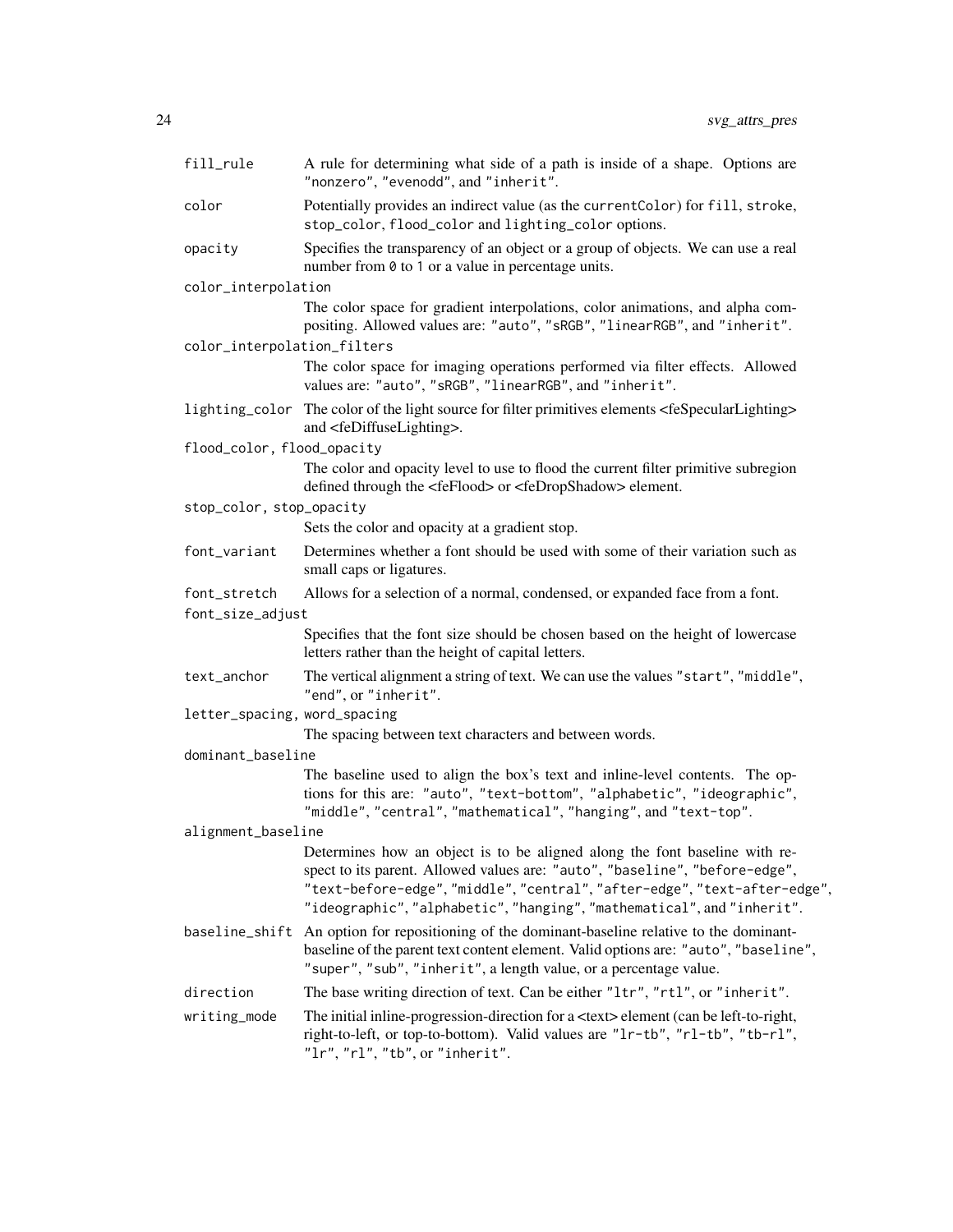`fill_rule`
: A rule for determining what side of a path is inside of a shape. Options are `"nonzero"`, `"evenodd"`, and `"inherit"`.

`color`
: Potentially provides an indirect value (as the `currentColor`) for `fill`, `stroke`, `stop_color`, `flood_color` and `lighting_color` options.

`opacity`
: Specifies the transparency of an object or a group of objects. We can use a real number from `0` to `1` or a value in percentage units.

`color_interpolation`
: The color space for gradient interpolations, color animations, and alpha compositing. Allowed values are: `"auto"`, `"sRGB"`, `"linearRGB"`, and `"inherit"`.

`color_interpolation_filters`
: The color space for imaging operations performed via filter effects. Allowed values are: `"auto"`, `"sRGB"`, `"linearRGB"`, and `"inherit"`.

`lighting_color`
: The color of the light source for filter primitives elements <feSpecularLighting> and <feDiffuseLighting>.

`flood_color, flood_opacity`
: The color and opacity level to use to flood the current filter primitive subregion defined through the <feFlood> or <feDropShadow> element.

`stop_color, stop_opacity`
: Sets the color and opacity at a gradient stop.

`font_variant`
: Determines whether a font should be used with some of their variation such as small caps or ligatures.

`font_stretch`
: Allows for a selection of a normal, condensed, or expanded face from a font.

`font_size_adjust`
: Specifies that the font size should be chosen based on the height of lowercase letters rather than the height of capital letters.

`text_anchor`
: The vertical alignment a string of text. We can use the values `"start"`, `"middle"`, `"end"`, or `"inherit"`.

`letter_spacing, word_spacing`
: The spacing between text characters and between words.

`dominant_baseline`
: The baseline used to align the box's text and inline-level contents. The options for this are: `"auto"`, `"text-bottom"`, `"alphabetic"`, `"ideographic"`, `"middle"`, `"central"`, `"mathematical"`, `"hanging"`, and `"text-top"`.

`alignment_baseline`
: Determines how an object is to be aligned along the font baseline with respect to its parent. Allowed values are: `"auto"`, `"baseline"`, `"before-edge"`, `"text-before-edge"`, `"middle"`, `"central"`, `"after-edge"`, `"text-after-edge"`, `"ideographic"`, `"alphabetic"`, `"hanging"`, `"mathematical"`, and `"inherit"`.

`baseline_shift`
: An option for repositioning of the dominant-baseline relative to the dominant-baseline of the parent text content element. Valid options are: `"auto"`, `"baseline"`, `"super"`, `"sub"`, `"inherit"`, a length value, or a percentage value.

`direction`
: The base writing direction of text. Can be either `"ltr"`, `"rtl"`, or `"inherit"`.

`writing_mode`
: The initial inline-progression-direction for a <text> element (can be left-to-right, right-to-left, or top-to-bottom). Valid values are `"lr-tb"`, `"rl-tb"`, `"tb-rl"`, `"lr"`, `"rl"`, `"tb"`, or `"inherit"`.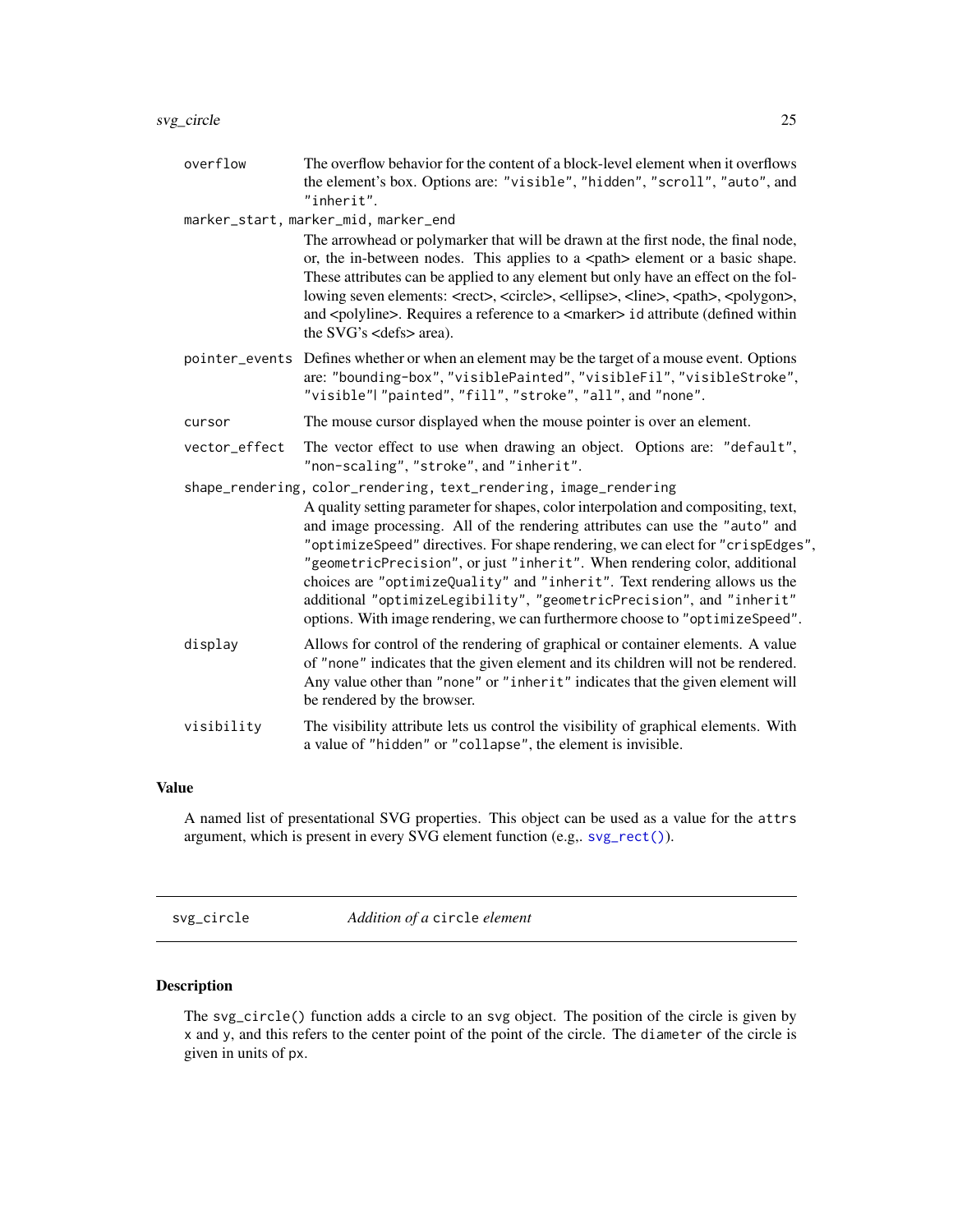| | |
|---|---|
| `overflow` | The overflow behavior for the content of a block-level element when it overflows the element's box. Options are: `"visible"`, `"hidden"`, `"scroll"`, `"auto"`, and `"inherit"`. |
| `marker_start, marker_mid, marker_end` | The arrowhead or polymarker that will be drawn at the first node, the final node, or, the in-between nodes. This applies to a <path> element or a basic shape. These attributes can be applied to any element but only have an effect on the following seven elements: <rect>, <circle>, <ellipse>, <line>, <path>, <polygon>, and <polyline>. Requires a reference to a <marker> `id` attribute (defined within the SVG's <defs> area). |
| `pointer_events` | Defines whether or when an element may be the target of a mouse event. Options are: `"bounding-box"`, `"visiblePainted"`, `"visibleFil"`, `"visibleStroke"`, `"visible"`\| `"painted"`, `"fill"`, `"stroke"`, `"all"`, and `"none"`. |
| `cursor` | The mouse cursor displayed when the mouse pointer is over an element. |
| `vector_effect` | The vector effect to use when drawing an object. Options are: `"default"`, `"non-scaling"`, `"stroke"`, and `"inherit"`. |
| `shape_rendering, color_rendering, text_rendering, image_rendering` | A quality setting parameter for shapes, color interpolation and compositing, text, and image processing. All of the rendering attributes can use the `"auto"` and `"optimizeSpeed"` directives. For shape rendering, we can elect for `"crispEdges"`, `"geometricPrecision"`, or just `"inherit"`. When rendering color, additional choices are `"optimizeQuality"` and `"inherit"`. Text rendering allows us the additional `"optimizeLegibility"`, `"geometricPrecision"`, and `"inherit"` options. With image rendering, we can furthermore choose to `"optimizeSpeed"`. |
| `display` | Allows for control of the rendering of graphical or container elements. A value of `"none"` indicates that the given element and its children will not be rendered. Any value other than `"none"` or `"inherit"` indicates that the given element will be rendered by the browser. |
| `visibility` | The visibility attribute lets us control the visibility of graphical elements. With a value of `"hidden"` or `"collapse"`, the element is invisible. |

### Value

A named list of presentational SVG properties. This object can be used as a value for the `attrs` argument, which is present in every SVG element function (e.g,. `svg_rect()`).

---

## svg_circle — *Addition of a* `circle` *element*

### Description

The `svg_circle()` function adds a circle to an `svg` object. The position of the circle is given by `x` and `y`, and this refers to the center point of the point of the circle. The `diameter` of the circle is given in units of `px`.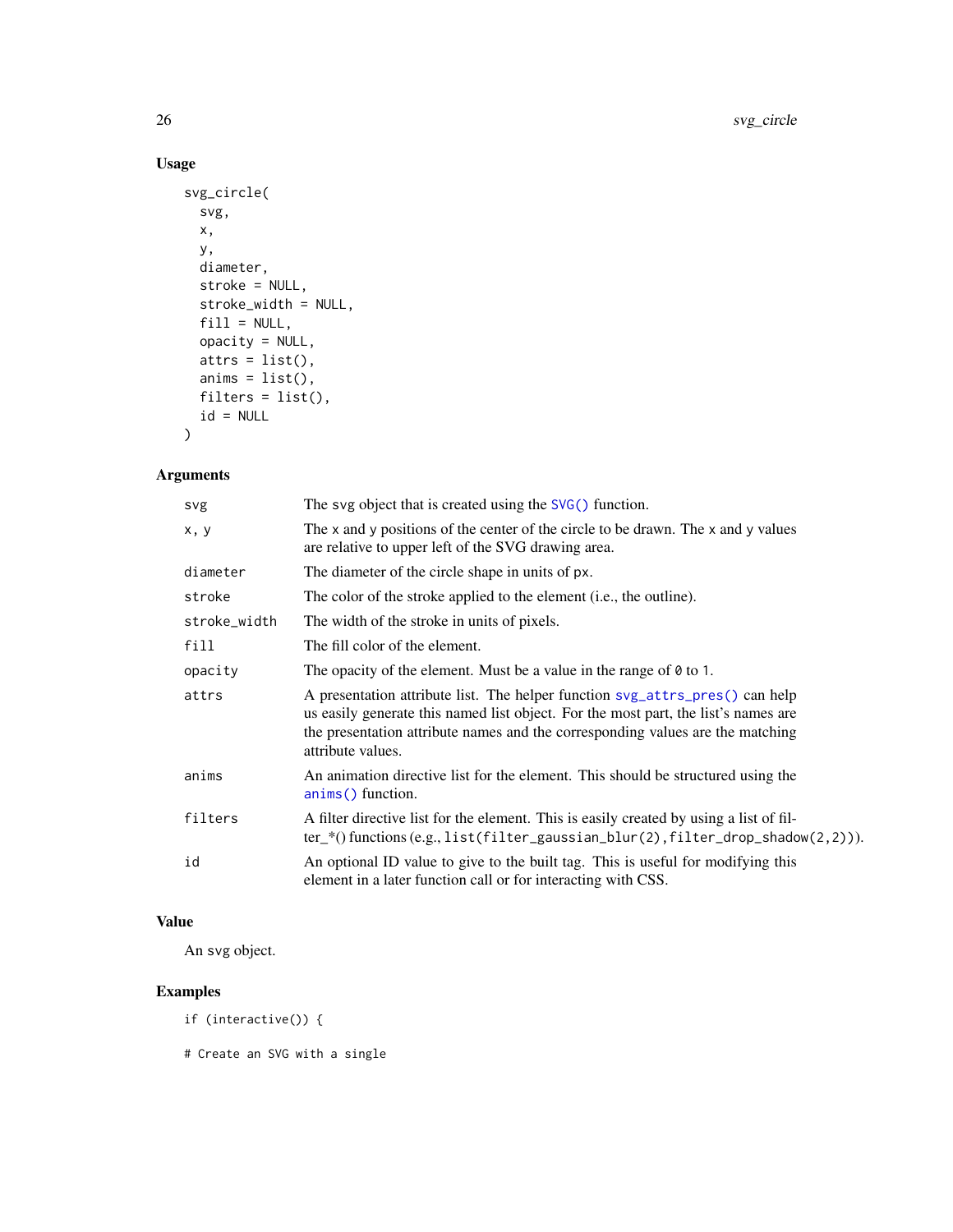### Usage

```
svg_circle(
  svg,
  x,
  y,
  diameter,
  stroke = NULL,
  stroke_width = NULL,
  fill = NULL,
  opacity = NULL,
  attrs = list(),
  anims = list(),
  filters = list(),
  id = NULL
)
```

### Arguments

| | |
|---|---|
| `svg` | The svg object that is created using the `SVG()` function. |
| `x, y` | The `x` and `y` positions of the center of the circle to be drawn. The `x` and `y` values are relative to upper left of the SVG drawing area. |
| `diameter` | The diameter of the circle shape in units of `px`. |
| `stroke` | The color of the stroke applied to the element (i.e., the outline). |
| `stroke_width` | The width of the stroke in units of pixels. |
| `fill` | The fill color of the element. |
| `opacity` | The opacity of the element. Must be a value in the range of `0` to `1`. |
| `attrs` | A presentation attribute list. The helper function `svg_attrs_pres()` can help us easily generate this named list object. For the most part, the list's names are the presentation attribute names and the corresponding values are the matching attribute values. |
| `anims` | An animation directive list for the element. This should be structured using the `anims()` function. |
| `filters` | A filter directive list for the element. This is easily created by using a list of filter_*() functions (e.g., `list(filter_gaussian_blur(2),filter_drop_shadow(2,2))`). |
| `id` | An optional ID value to give to the built tag. This is useful for modifying this element in a later function call or for interacting with CSS. |

### Value

An `svg` object.

### Examples

```
if (interactive()) {

# Create an SVG with a single
```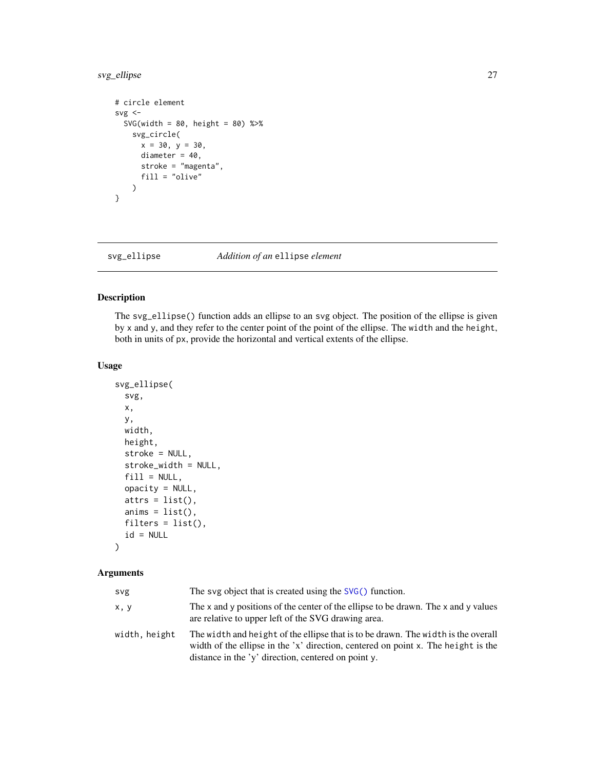```
# circle element
svg <-
  SVG(width = 80, height = 80) %>%
    svg_circle(
      x = 30, y = 30,
      diameter = 40,
      stroke = "magenta",
      fill = "olive"
    )
}
```

---

## svg_ellipse — *Addition of an* `ellipse` *element*

### Description

The `svg_ellipse()` function adds an ellipse to an `svg` object. The position of the ellipse is given by `x` and `y`, and they refer to the center point of the point of the ellipse. The `width` and the `height`, both in units of px, provide the horizontal and vertical extents of the ellipse.

### Usage

```
svg_ellipse(
  svg,
  x,
  y,
  width,
  height,
  stroke = NULL,
  stroke_width = NULL,
  fill = NULL,
  opacity = NULL,
  attrs = list(),
  anims = list(),
  filters = list(),
  id = NULL
)
```

### Arguments

| | |
|---|---|
| `svg` | The `svg` object that is created using the `SVG()` function. |
| `x, y` | The `x` and `y` positions of the center of the ellipse to be drawn. The `x` and `y` values are relative to upper left of the SVG drawing area. |
| `width, height` | The `width` and `height` of the ellipse that is to be drawn. The `width` is the overall width of the ellipse in the 'x' direction, centered on point `x`. The `height` is the distance in the 'y' direction, centered on point `y`. |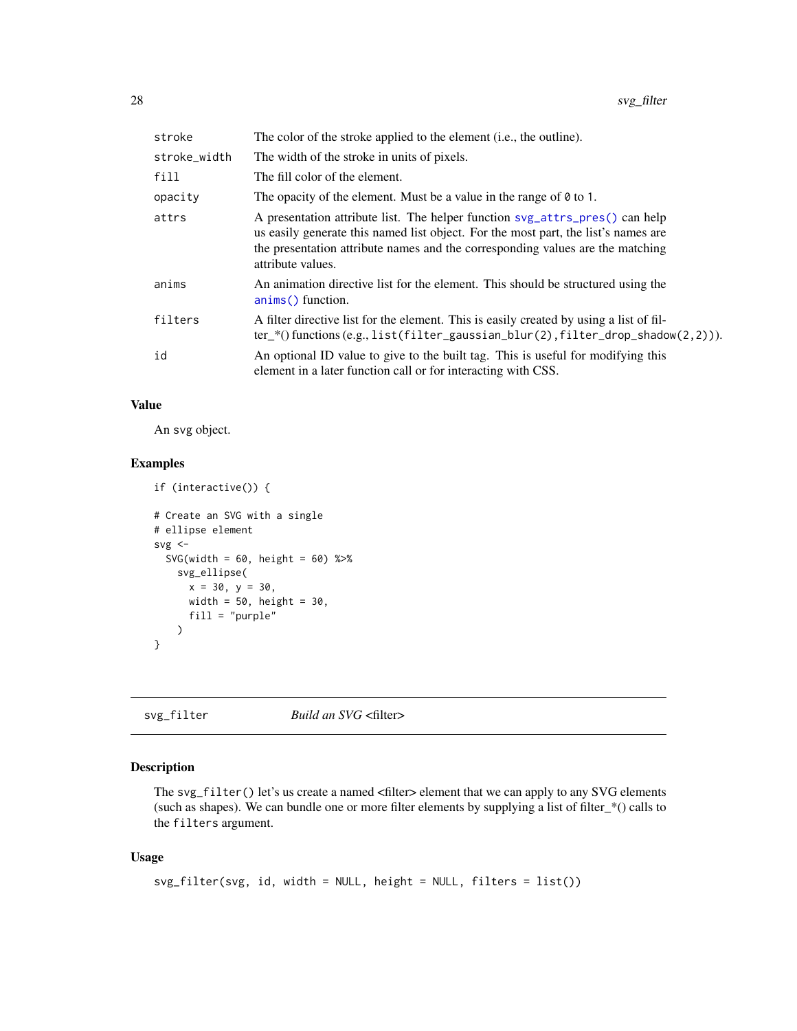| | |
|---|---|
| stroke | The color of the stroke applied to the element (i.e., the outline). |
| stroke_width | The width of the stroke in units of pixels. |
| fill | The fill color of the element. |
| opacity | The opacity of the element. Must be a value in the range of 0 to 1. |
| attrs | A presentation attribute list. The helper function svg_attrs_pres() can help us easily generate this named list object. For the most part, the list's names are the presentation attribute names and the corresponding values are the matching attribute values. |
| anims | An animation directive list for the element. This should be structured using the anims() function. |
| filters | A filter directive list for the element. This is easily created by using a list of filter_*() functions (e.g., list(filter_gaussian_blur(2),filter_drop_shadow(2,2))). |
| id | An optional ID value to give to the built tag. This is useful for modifying this element in a later function call or for interacting with CSS. |

### Value

An svg object.

### Examples

```
if (interactive()) {

# Create an SVG with a single
# ellipse element
svg <-
  SVG(width = 60, height = 60) %>%
    svg_ellipse(
      x = 30, y = 30,
      width = 50, height = 30,
      fill = "purple"
    )
}
```

---

## svg_filter    *Build an SVG* <filter>

### Description

The svg_filter() let's us create a named <filter> element that we can apply to any SVG elements (such as shapes). We can bundle one or more filter elements by supplying a list of filter_*() calls to the filters argument.

### Usage

```
svg_filter(svg, id, width = NULL, height = NULL, filters = list())
```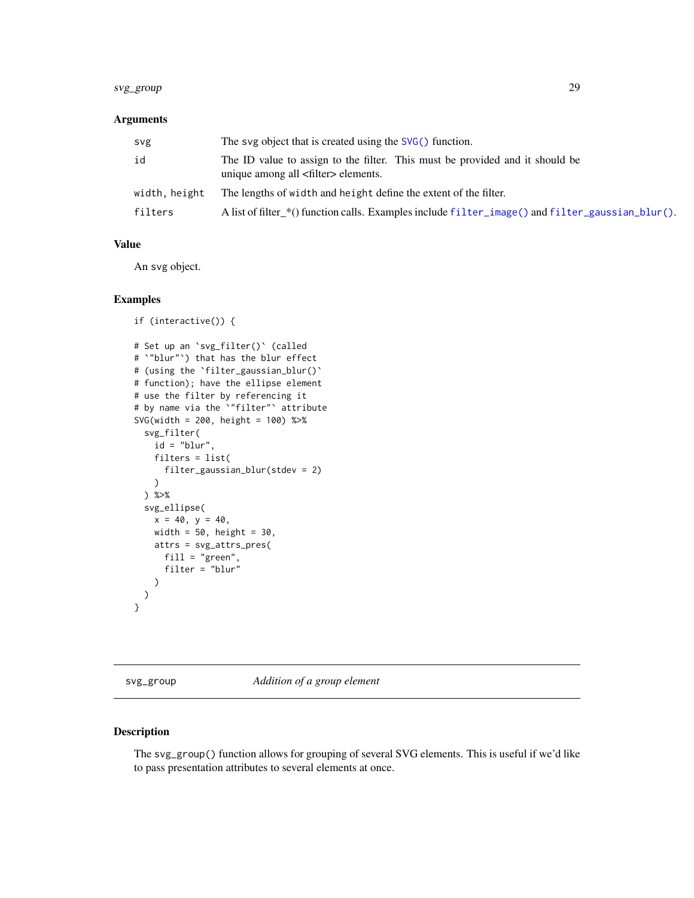### Arguments

| | |
|---|---|
| `svg` | The svg object that is created using the `SVG()` function. |
| `id` | The ID value to assign to the filter. This must be provided and it should be unique among all <filter> elements. |
| `width, height` | The lengths of `width` and `height` define the extent of the filter. |
| `filters` | A list of filter_*() function calls. Examples include `filter_image()` and `filter_gaussian_blur()`. |

### Value

An svg object.

### Examples

```
if (interactive()) {

# Set up an `svg_filter()` (called
# `"blur"`) that has the blur effect
# (using the `filter_gaussian_blur()`
# function); have the ellipse element
# use the filter by referencing it
# by name via the `"filter"` attribute
SVG(width = 200, height = 100) %>%
  svg_filter(
    id = "blur",
    filters = list(
      filter_gaussian_blur(stdev = 2)
    )
  ) %>%
  svg_ellipse(
    x = 40, y = 40,
    width = 50, height = 30,
    attrs = svg_attrs_pres(
      fill = "green",
      filter = "blur"
    )
  )
}
```

## svg_group    *Addition of a group element*

### Description

The `svg_group()` function allows for grouping of several SVG elements. This is useful if we'd like to pass presentation attributes to several elements at once.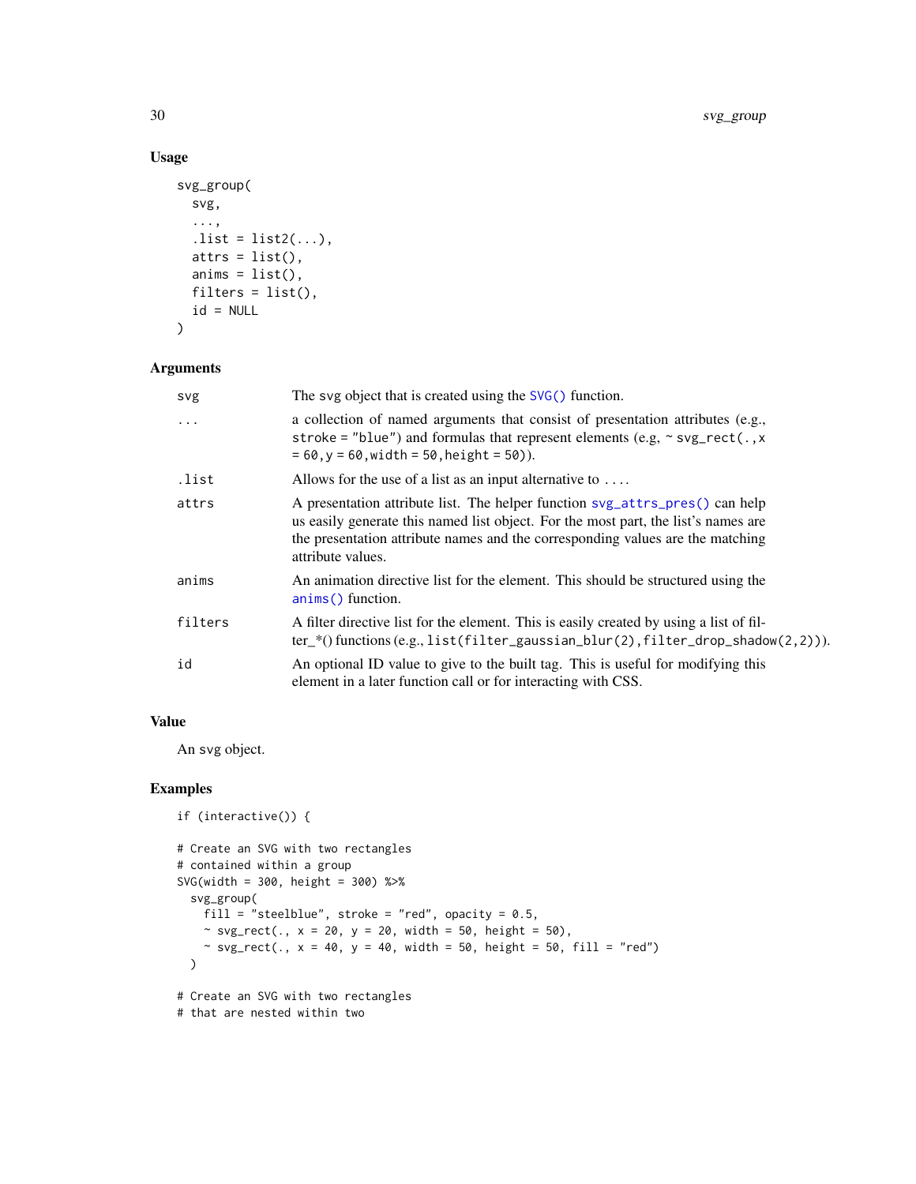### Usage

```
svg_group(
  svg,
  ...,
  .list = list2(...),
  attrs = list(),
  anims = list(),
  filters = list(),
  id = NULL
)
```

### Arguments

| | |
|---|---|
| svg | The svg object that is created using the `SVG()` function. |
| ... | a collection of named arguments that consist of presentation attributes (e.g., `stroke = "blue"`) and formulas that represent elements (e.g, `~ svg_rect(.,x = 60,y = 60,width = 50,height = 50)`). |
| .list | Allows for the use of a list as an input alternative to `...`. |
| attrs | A presentation attribute list. The helper function `svg_attrs_pres()` can help us easily generate this named list object. For the most part, the list's names are the presentation attribute names and the corresponding values are the matching attribute values. |
| anims | An animation directive list for the element. This should be structured using the `anims()` function. |
| filters | A filter directive list for the element. This is easily created by using a list of filter_*() functions (e.g., `list(filter_gaussian_blur(2),filter_drop_shadow(2,2))`). |
| id | An optional ID value to give to the built tag. This is useful for modifying this element in a later function call or for interacting with CSS. |

### Value

An svg object.

### Examples

```
if (interactive()) {

# Create an SVG with two rectangles
# contained within a group
SVG(width = 300, height = 300) %>%
  svg_group(
    fill = "steelblue", stroke = "red", opacity = 0.5,
    ~ svg_rect(., x = 20, y = 20, width = 50, height = 50),
    ~ svg_rect(., x = 40, y = 40, width = 50, height = 50, fill = "red")
  )

# Create an SVG with two rectangles
# that are nested within two
```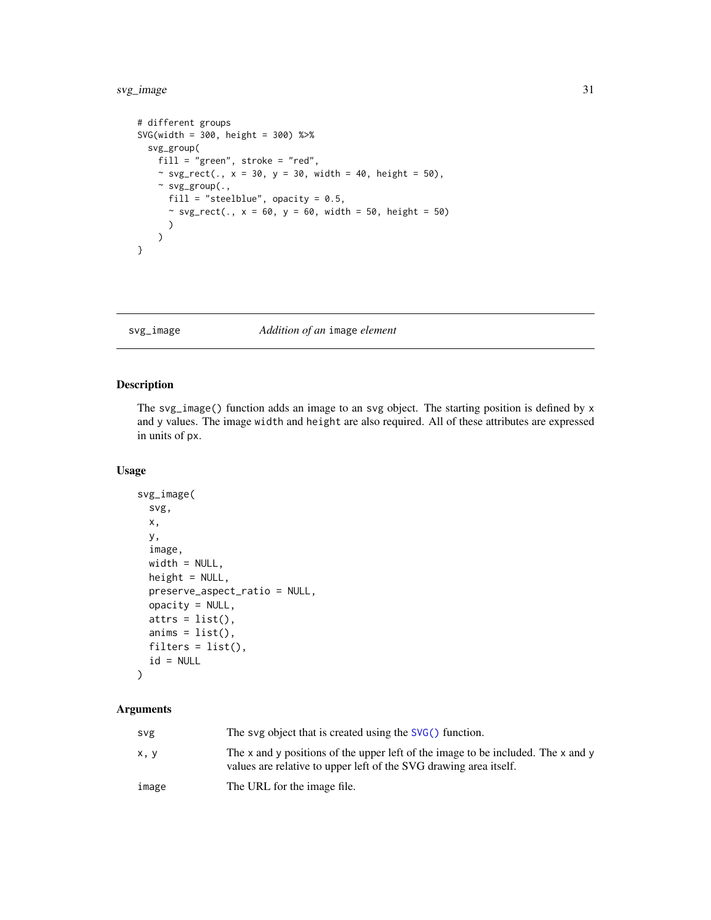```
# different groups
SVG(width = 300, height = 300) %>%
  svg_group(
    fill = "green", stroke = "red",
    ~ svg_rect(., x = 30, y = 30, width = 40, height = 50),
    ~ svg_group(.,
      fill = "steelblue", opacity = 0.5,
      ~ svg_rect(., x = 60, y = 60, width = 50, height = 50)
      )
    )
}
```

---

## svg_image — *Addition of an* image *element*

### Description

The svg_image() function adds an image to an svg object. The starting position is defined by x and y values. The image width and height are also required. All of these attributes are expressed in units of px.

### Usage

```
svg_image(
  svg,
  x,
  y,
  image,
  width = NULL,
  height = NULL,
  preserve_aspect_ratio = NULL,
  opacity = NULL,
  attrs = list(),
  anims = list(),
  filters = list(),
  id = NULL
)
```

### Arguments

| | |
|---|---|
| svg | The svg object that is created using the SVG() function. |
| x, y | The x and y positions of the upper left of the image to be included. The x and y values are relative to upper left of the SVG drawing area itself. |
| image | The URL for the image file. |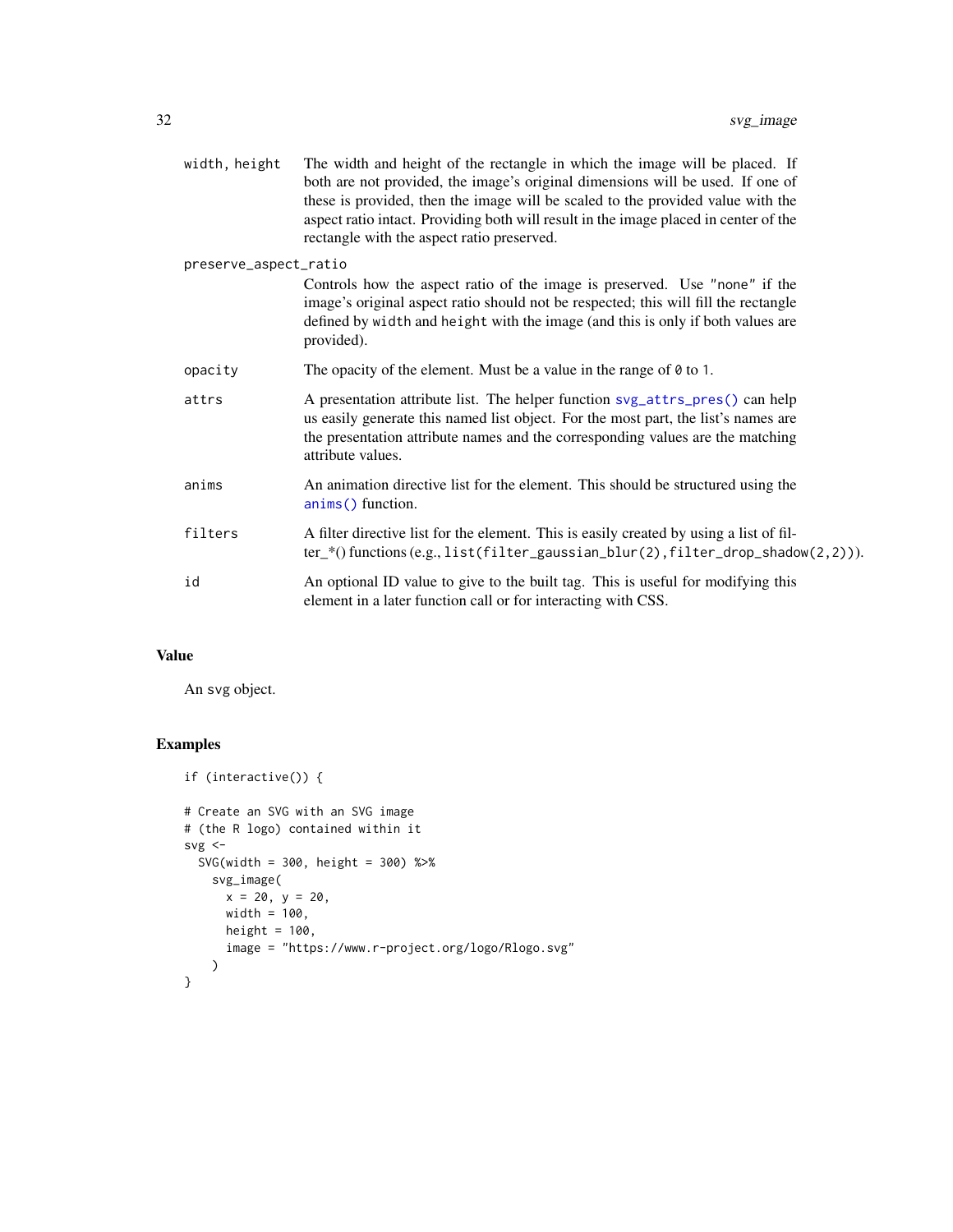| | |
|---|---|
| `width, height` | The width and height of the rectangle in which the image will be placed. If both are not provided, the image's original dimensions will be used. If one of these is provided, then the image will be scaled to the provided value with the aspect ratio intact. Providing both will result in the image placed in center of the rectangle with the aspect ratio preserved. |
| `preserve_aspect_ratio` | Controls how the aspect ratio of the image is preserved. Use `"none"` if the image's original aspect ratio should not be respected; this will fill the rectangle defined by `width` and `height` with the image (and this is only if both values are provided). |
| `opacity` | The opacity of the element. Must be a value in the range of `0` to `1`. |
| `attrs` | A presentation attribute list. The helper function `svg_attrs_pres()` can help us easily generate this named list object. For the most part, the list's names are the presentation attribute names and the corresponding values are the matching attribute values. |
| `anims` | An animation directive list for the element. This should be structured using the `anims()` function. |
| `filters` | A filter directive list for the element. This is easily created by using a list of filter_*() functions (e.g., `list(filter_gaussian_blur(2),filter_drop_shadow(2,2))`). |
| `id` | An optional ID value to give to the built tag. This is useful for modifying this element in a later function call or for interacting with CSS. |

## Value

An svg object.

## Examples

```
if (interactive()) {

# Create an SVG with an SVG image
# (the R logo) contained within it
svg <-
  SVG(width = 300, height = 300) %>%
    svg_image(
      x = 20, y = 20,
      width = 100,
      height = 100,
      image = "https://www.r-project.org/logo/Rlogo.svg"
    )
}
```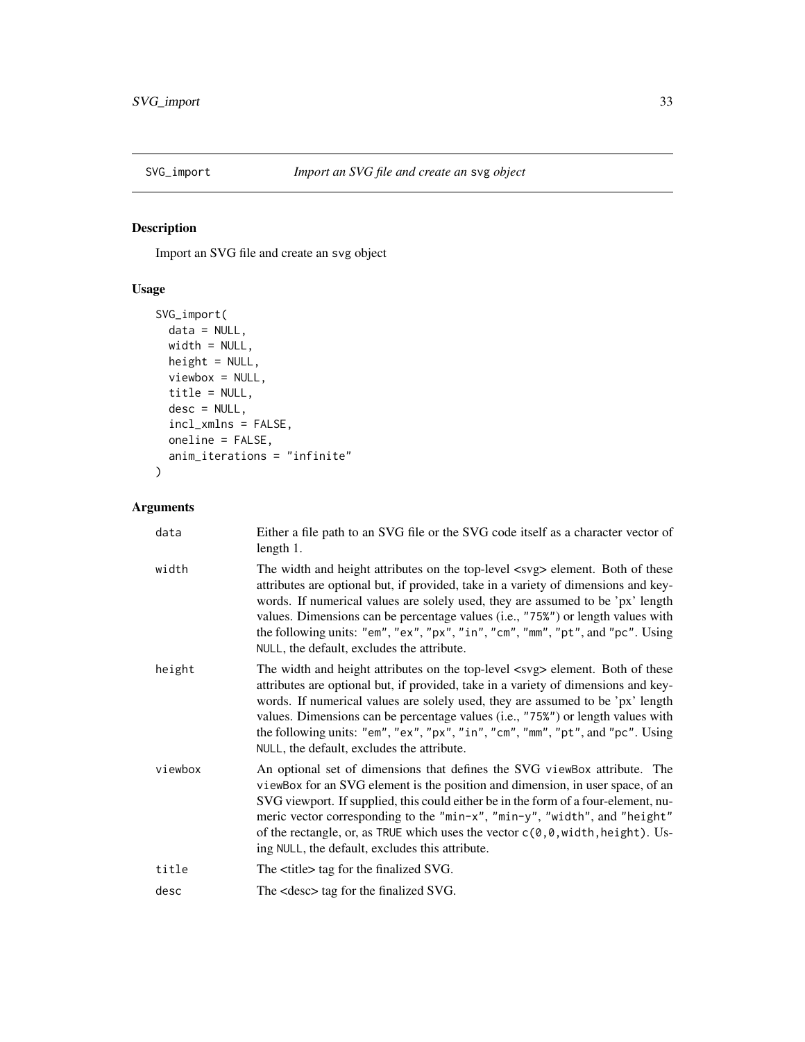## SVG_import *Import an SVG file and create an* svg *object*

### Description

Import an SVG file and create an svg object

### Usage

```
SVG_import(
  data = NULL,
  width = NULL,
  height = NULL,
  viewbox = NULL,
  title = NULL,
  desc = NULL,
  incl_xmlns = FALSE,
  oneline = FALSE,
  anim_iterations = "infinite"
)
```

### Arguments

| | |
|---|---|
| data | Either a file path to an SVG file or the SVG code itself as a character vector of length 1. |
| width | The width and height attributes on the top-level <svg> element. Both of these attributes are optional but, if provided, take in a variety of dimensions and keywords. If numerical values are solely used, they are assumed to be 'px' length values. Dimensions can be percentage values (i.e., "75%") or length values with the following units: "em", "ex", "px", "in", "cm", "mm", "pt", and "pc". Using NULL, the default, excludes the attribute. |
| height | The width and height attributes on the top-level <svg> element. Both of these attributes are optional but, if provided, take in a variety of dimensions and keywords. If numerical values are solely used, they are assumed to be 'px' length values. Dimensions can be percentage values (i.e., "75%") or length values with the following units: "em", "ex", "px", "in", "cm", "mm", "pt", and "pc". Using NULL, the default, excludes the attribute. |
| viewbox | An optional set of dimensions that defines the SVG viewBox attribute. The viewBox for an SVG element is the position and dimension, in user space, of an SVG viewport. If supplied, this could either be in the form of a four-element, numeric vector corresponding to the "min-x", "min-y", "width", and "height" of the rectangle, or, as TRUE which uses the vector c(0,0,width,height). Using NULL, the default, excludes this attribute. |
| title | The <title> tag for the finalized SVG. |
| desc | The <desc> tag for the finalized SVG. |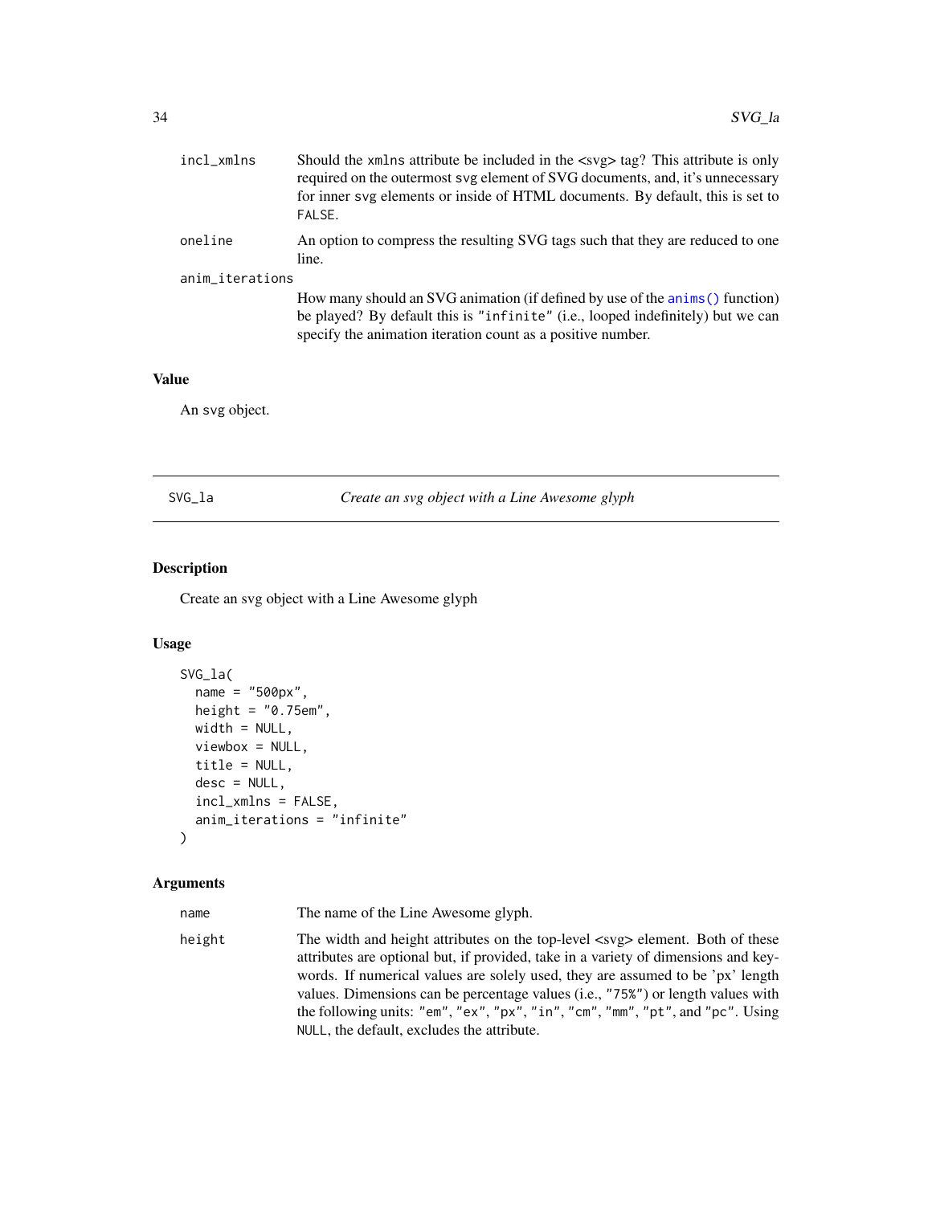| | |
|---|---|
| incl_xmlns | Should the xmlns attribute be included in the <svg> tag? This attribute is only required on the outermost svg element of SVG documents, and, it's unnecessary for inner svg elements or inside of HTML documents. By default, this is set to FALSE. |
| oneline | An option to compress the resulting SVG tags such that they are reduced to one line. |
| anim_iterations | How many should an SVG animation (if defined by use of the anims() function) be played? By default this is "infinite" (i.e., looped indefinitely) but we can specify the animation iteration count as a positive number. |

### Value

An svg object.

---

## SVG_la — *Create an svg object with a Line Awesome glyph*

### Description

Create an svg object with a Line Awesome glyph

### Usage

```
SVG_la(
  name = "500px",
  height = "0.75em",
  width = NULL,
  viewbox = NULL,
  title = NULL,
  desc = NULL,
  incl_xmlns = FALSE,
  anim_iterations = "infinite"
)
```

### Arguments

| | |
|---|---|
| name | The name of the Line Awesome glyph. |
| height | The width and height attributes on the top-level <svg> element. Both of these attributes are optional but, if provided, take in a variety of dimensions and keywords. If numerical values are solely used, they are assumed to be 'px' length values. Dimensions can be percentage values (i.e., "75%") or length values with the following units: "em", "ex", "px", "in", "cm", "mm", "pt", and "pc". Using NULL, the default, excludes the attribute. |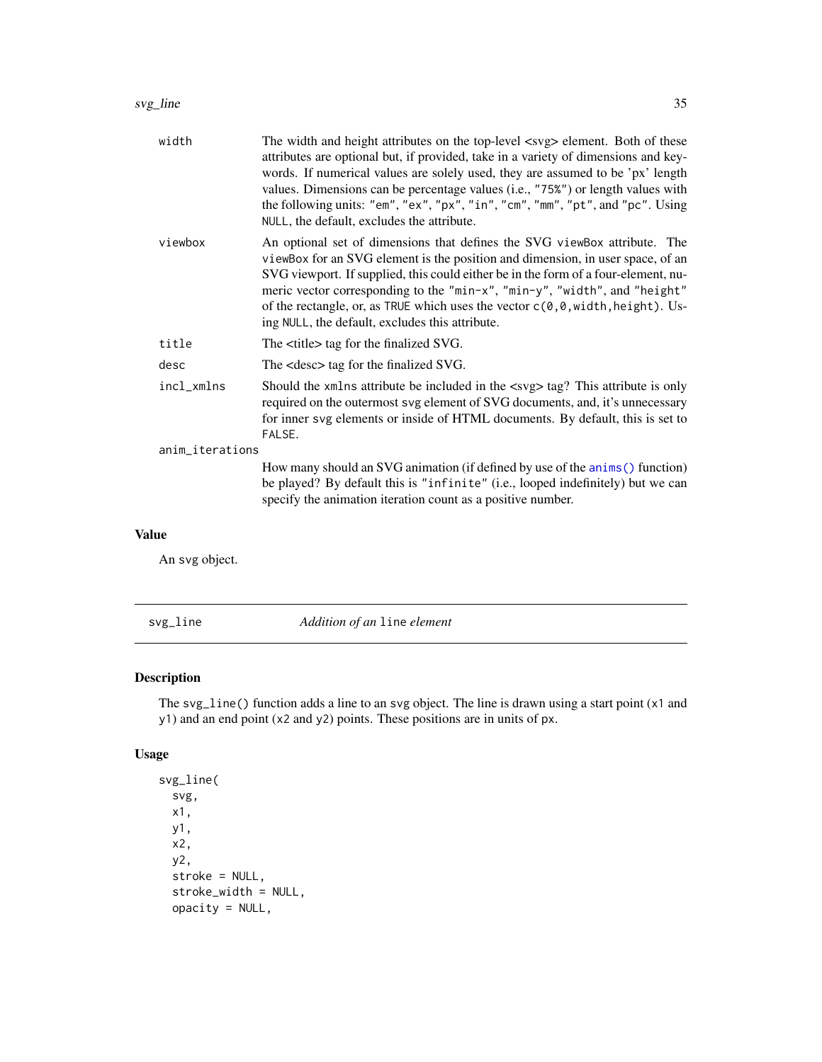| | |
|---|---|
| `width` | The width and height attributes on the top-level <svg> element. Both of these attributes are optional but, if provided, take in a variety of dimensions and keywords. If numerical values are solely used, they are assumed to be 'px' length values. Dimensions can be percentage values (i.e., `"75%"`) or length values with the following units: `"em"`, `"ex"`, `"px"`, `"in"`, `"cm"`, `"mm"`, `"pt"`, and `"pc"`. Using `NULL`, the default, excludes the attribute. |
| `viewbox` | An optional set of dimensions that defines the SVG `viewBox` attribute. The `viewBox` for an SVG element is the position and dimension, in user space, of an SVG viewport. If supplied, this could either be in the form of a four-element, numeric vector corresponding to the `"min-x"`, `"min-y"`, `"width"`, and `"height"` of the rectangle, or, as `TRUE` which uses the vector `c(0,0,width,height)`. Using `NULL`, the default, excludes this attribute. |
| `title` | The <title> tag for the finalized SVG. |
| `desc` | The <desc> tag for the finalized SVG. |
| `incl_xmlns` | Should the `xmlns` attribute be included in the <svg> tag? This attribute is only required on the outermost `svg` element of SVG documents, and, it's unnecessary for inner `svg` elements or inside of HTML documents. By default, this is set to `FALSE`. |
| `anim_iterations` | How many should an SVG animation (if defined by use of the `anims()` function) be played? By default this is `"infinite"` (i.e., looped indefinitely) but we can specify the animation iteration count as a positive number. |

## Value

An `svg` object.

---

# svg_line — *Addition of an* `line` *element*

## Description

The `svg_line()` function adds a line to an `svg` object. The line is drawn using a start point (`x1` and `y1`) and an end point (`x2` and `y2`) points. These positions are in units of `px`.

## Usage

```
svg_line(
  svg,
  x1,
  y1,
  x2,
  y2,
  stroke = NULL,
  stroke_width = NULL,
  opacity = NULL,
```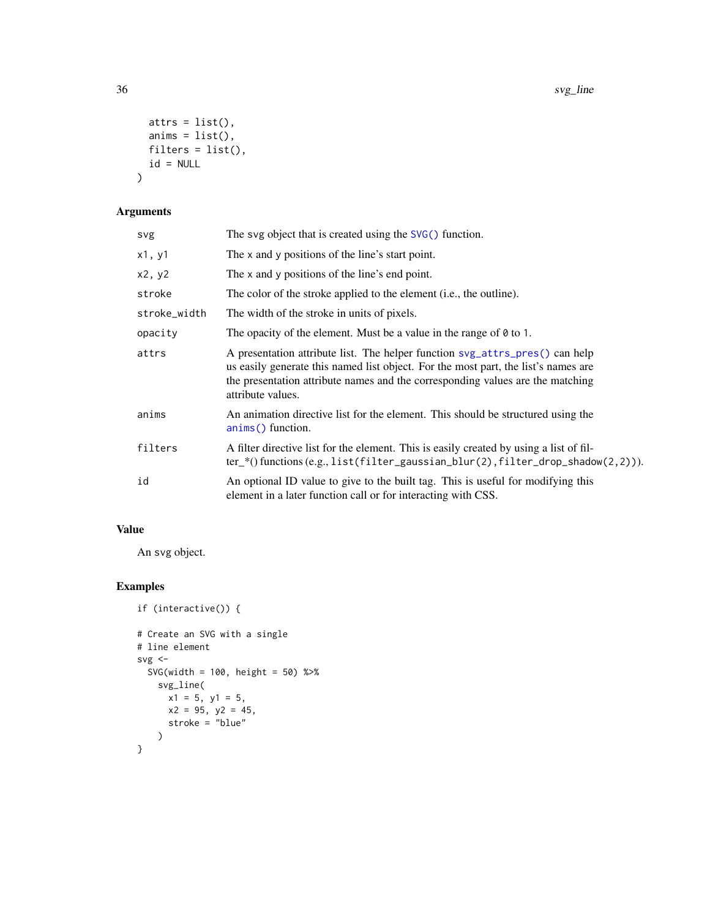```
  attrs = list(),
  anims = list(),
  filters = list(),
  id = NULL
)
```

## Arguments

| | |
|---|---|
| svg | The svg object that is created using the SVG() function. |
| x1, y1 | The x and y positions of the line's start point. |
| x2, y2 | The x and y positions of the line's end point. |
| stroke | The color of the stroke applied to the element (i.e., the outline). |
| stroke_width | The width of the stroke in units of pixels. |
| opacity | The opacity of the element. Must be a value in the range of 0 to 1. |
| attrs | A presentation attribute list. The helper function svg_attrs_pres() can help us easily generate this named list object. For the most part, the list's names are the presentation attribute names and the corresponding values are the matching attribute values. |
| anims | An animation directive list for the element. This should be structured using the anims() function. |
| filters | A filter directive list for the element. This is easily created by using a list of filter_*() functions (e.g., list(filter_gaussian_blur(2),filter_drop_shadow(2,2))). |
| id | An optional ID value to give to the built tag. This is useful for modifying this element in a later function call or for interacting with CSS. |

## Value

An svg object.

## Examples

```
if (interactive()) {

# Create an SVG with a single
# line element
svg <-
  SVG(width = 100, height = 50) %>%
    svg_line(
      x1 = 5, y1 = 5,
      x2 = 95, y2 = 45,
      stroke = "blue"
    )
}
```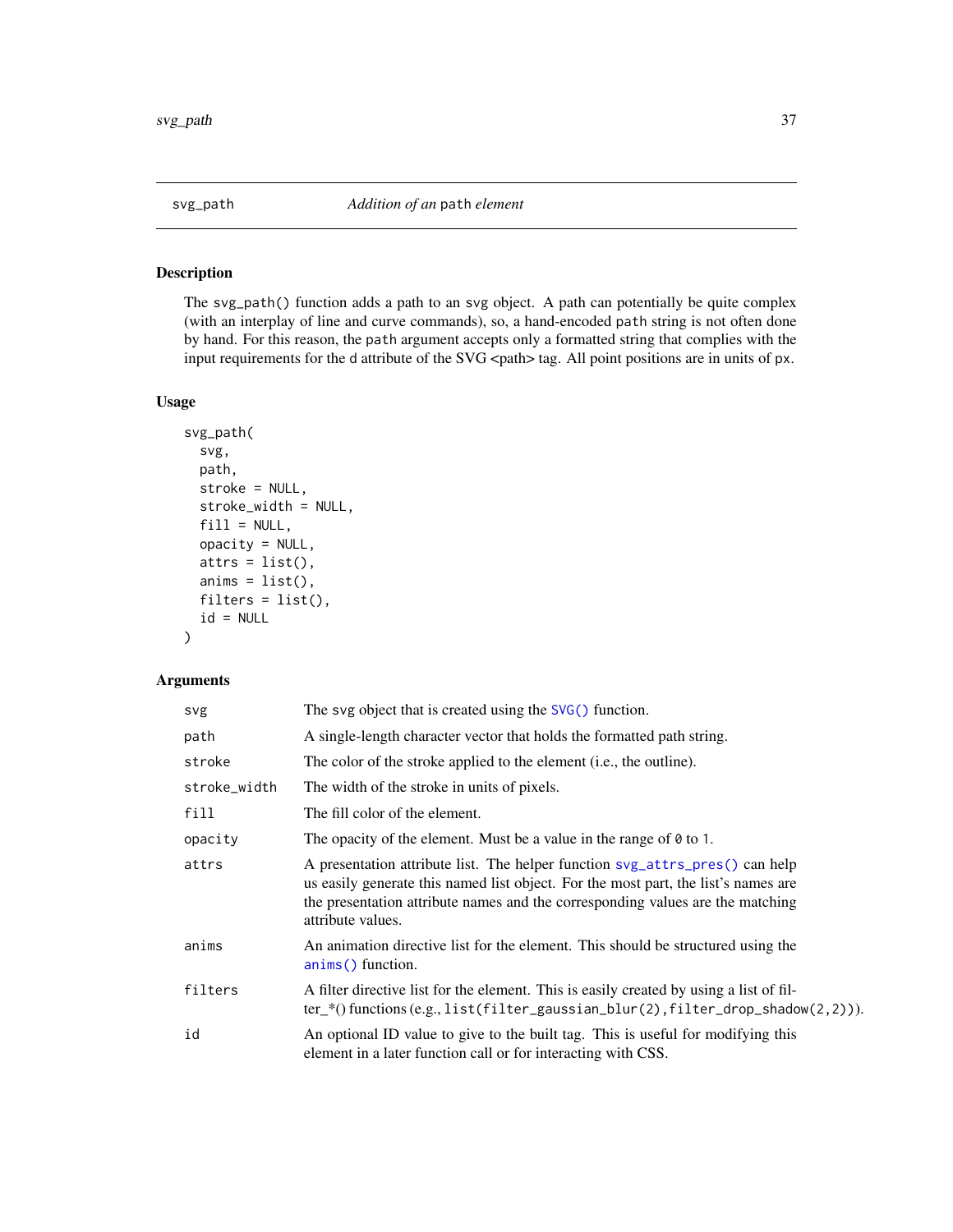svg_path *Addition of an* path *element*

## Description

The svg_path() function adds a path to an svg object. A path can potentially be quite complex (with an interplay of line and curve commands), so, a hand-encoded path string is not often done by hand. For this reason, the path argument accepts only a formatted string that complies with the input requirements for the d attribute of the SVG <path> tag. All point positions are in units of px.

## Usage

```
svg_path(
  svg,
  path,
  stroke = NULL,
  stroke_width = NULL,
  fill = NULL,
  opacity = NULL,
  attrs = list(),
  anims = list(),
  filters = list(),
  id = NULL
)
```

## Arguments

| | |
|---|---|
| svg | The svg object that is created using the SVG() function. |
| path | A single-length character vector that holds the formatted path string. |
| stroke | The color of the stroke applied to the element (i.e., the outline). |
| stroke_width | The width of the stroke in units of pixels. |
| fill | The fill color of the element. |
| opacity | The opacity of the element. Must be a value in the range of 0 to 1. |
| attrs | A presentation attribute list. The helper function svg_attrs_pres() can help us easily generate this named list object. For the most part, the list's names are the presentation attribute names and the corresponding values are the matching attribute values. |
| anims | An animation directive list for the element. This should be structured using the anims() function. |
| filters | A filter directive list for the element. This is easily created by using a list of filter_*() functions (e.g., list(filter_gaussian_blur(2),filter_drop_shadow(2,2))). |
| id | An optional ID value to give to the built tag. This is useful for modifying this element in a later function call or for interacting with CSS. |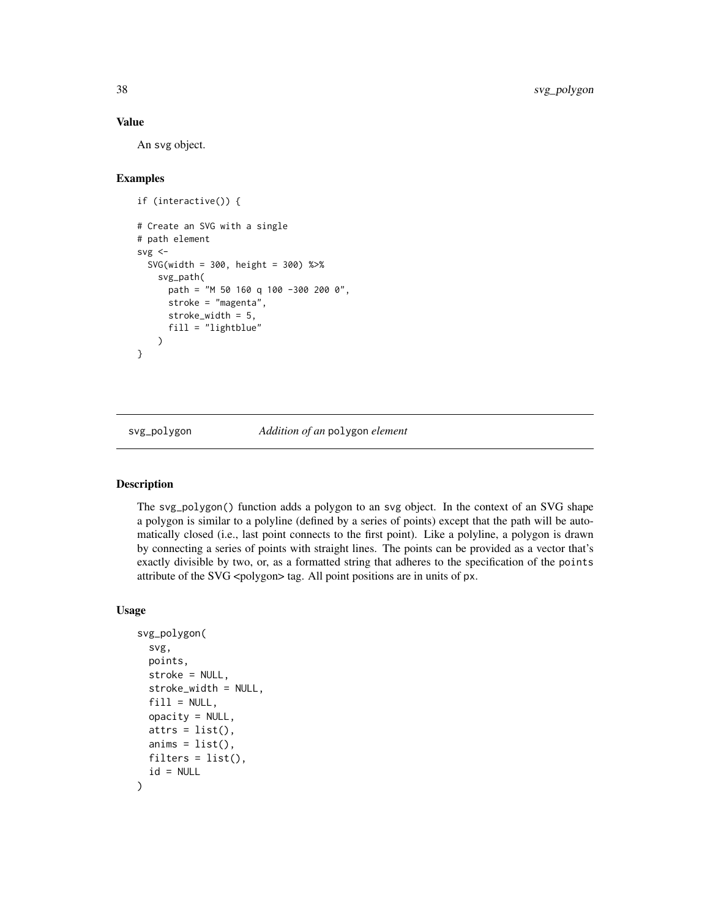### Value

An svg object.

### Examples

```
if (interactive()) {

# Create an SVG with a single
# path element
svg <-
  SVG(width = 300, height = 300) %>%
    svg_path(
      path = "M 50 160 q 100 -300 200 0",
      stroke = "magenta",
      stroke_width = 5,
      fill = "lightblue"
    )
}
```

---

## svg_polygon — *Addition of an* polygon *element*

### Description

The svg_polygon() function adds a polygon to an svg object. In the context of an SVG shape a polygon is similar to a polyline (defined by a series of points) except that the path will be automatically closed (i.e., last point connects to the first point). Like a polyline, a polygon is drawn by connecting a series of points with straight lines. The points can be provided as a vector that's exactly divisible by two, or, as a formatted string that adheres to the specification of the points attribute of the SVG <polygon> tag. All point positions are in units of px.

### Usage

```
svg_polygon(
  svg,
  points,
  stroke = NULL,
  stroke_width = NULL,
  fill = NULL,
  opacity = NULL,
  attrs = list(),
  anims = list(),
  filters = list(),
  id = NULL
)
```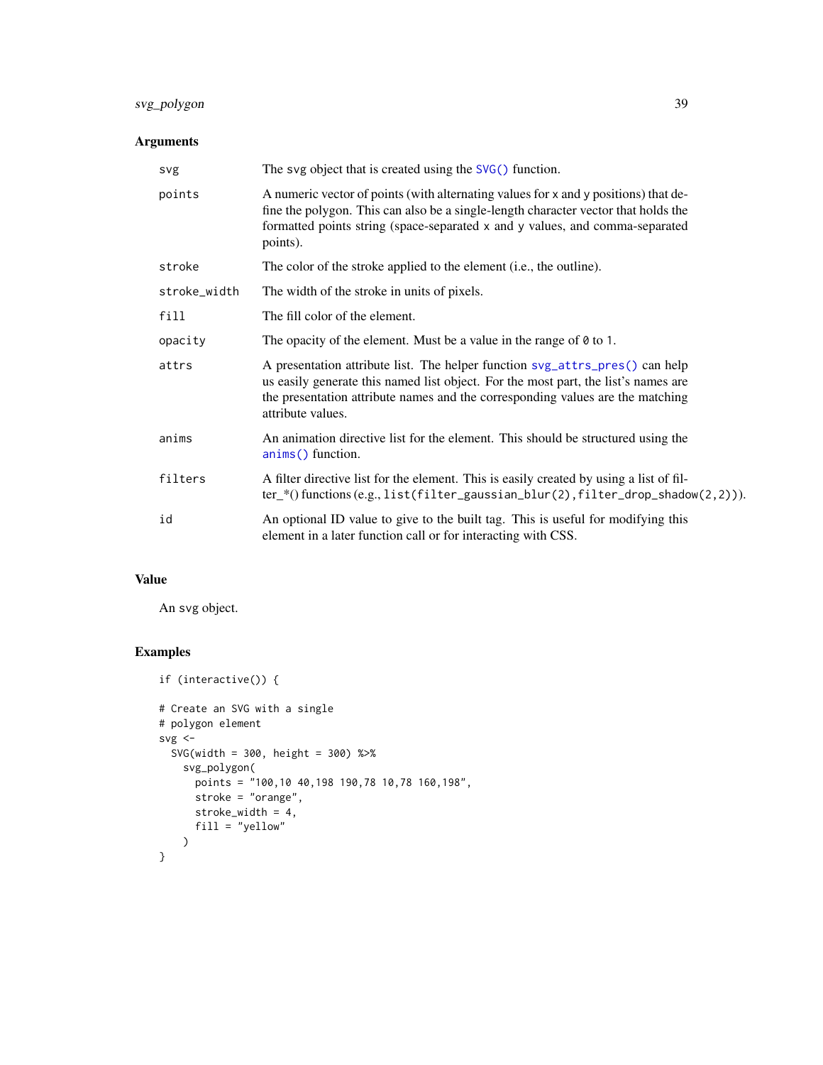## Arguments

| | |
|---|---|
| `svg` | The svg object that is created using the `SVG()` function. |
| `points` | A numeric vector of points (with alternating values for x and y positions) that define the polygon. This can also be a single-length character vector that holds the formatted points string (space-separated x and y values, and comma-separated points). |
| `stroke` | The color of the stroke applied to the element (i.e., the outline). |
| `stroke_width` | The width of the stroke in units of pixels. |
| `fill` | The fill color of the element. |
| `opacity` | The opacity of the element. Must be a value in the range of `0` to `1`. |
| `attrs` | A presentation attribute list. The helper function `svg_attrs_pres()` can help us easily generate this named list object. For the most part, the list's names are the presentation attribute names and the corresponding values are the matching attribute values. |
| `anims` | An animation directive list for the element. This should be structured using the `anims()` function. |
| `filters` | A filter directive list for the element. This is easily created by using a list of filter_*() functions (e.g., `list(filter_gaussian_blur(2),filter_drop_shadow(2,2))`). |
| `id` | An optional ID value to give to the built tag. This is useful for modifying this element in a later function call or for interacting with CSS. |

## Value

An svg object.

## Examples

```
if (interactive()) {

# Create an SVG with a single
# polygon element
svg <-
  SVG(width = 300, height = 300) %>%
    svg_polygon(
      points = "100,10 40,198 190,78 10,78 160,198",
      stroke = "orange",
      stroke_width = 4,
      fill = "yellow"
    )
}
```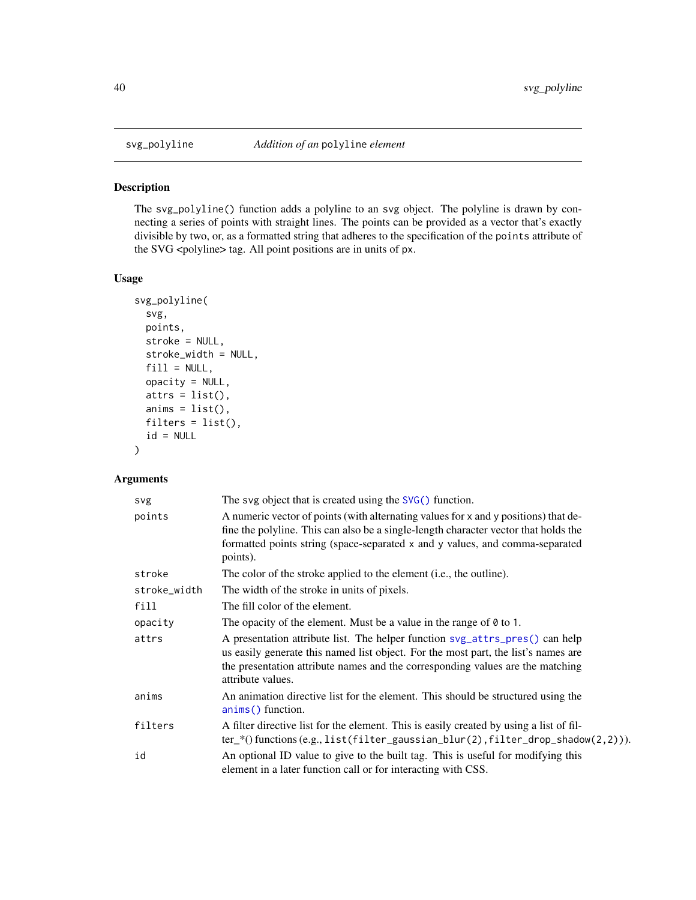svg_polyline — *Addition of an* polyline *element*

## Description

The svg_polyline() function adds a polyline to an svg object. The polyline is drawn by connecting a series of points with straight lines. The points can be provided as a vector that's exactly divisible by two, or, as a formatted string that adheres to the specification of the points attribute of the SVG <polyline> tag. All point positions are in units of px.

## Usage

```
svg_polyline(
  svg,
  points,
  stroke = NULL,
  stroke_width = NULL,
  fill = NULL,
  opacity = NULL,
  attrs = list(),
  anims = list(),
  filters = list(),
  id = NULL
)
```

## Arguments

| | |
|---|---|
| svg | The svg object that is created using the SVG() function. |
| points | A numeric vector of points (with alternating values for x and y positions) that define the polyline. This can also be a single-length character vector that holds the formatted points string (space-separated x and y values, and comma-separated points). |
| stroke | The color of the stroke applied to the element (i.e., the outline). |
| stroke_width | The width of the stroke in units of pixels. |
| fill | The fill color of the element. |
| opacity | The opacity of the element. Must be a value in the range of 0 to 1. |
| attrs | A presentation attribute list. The helper function svg_attrs_pres() can help us easily generate this named list object. For the most part, the list's names are the presentation attribute names and the corresponding values are the matching attribute values. |
| anims | An animation directive list for the element. This should be structured using the anims() function. |
| filters | A filter directive list for the element. This is easily created by using a list of filter_*() functions (e.g., list(filter_gaussian_blur(2),filter_drop_shadow(2,2))). |
| id | An optional ID value to give to the built tag. This is useful for modifying this element in a later function call or for interacting with CSS. |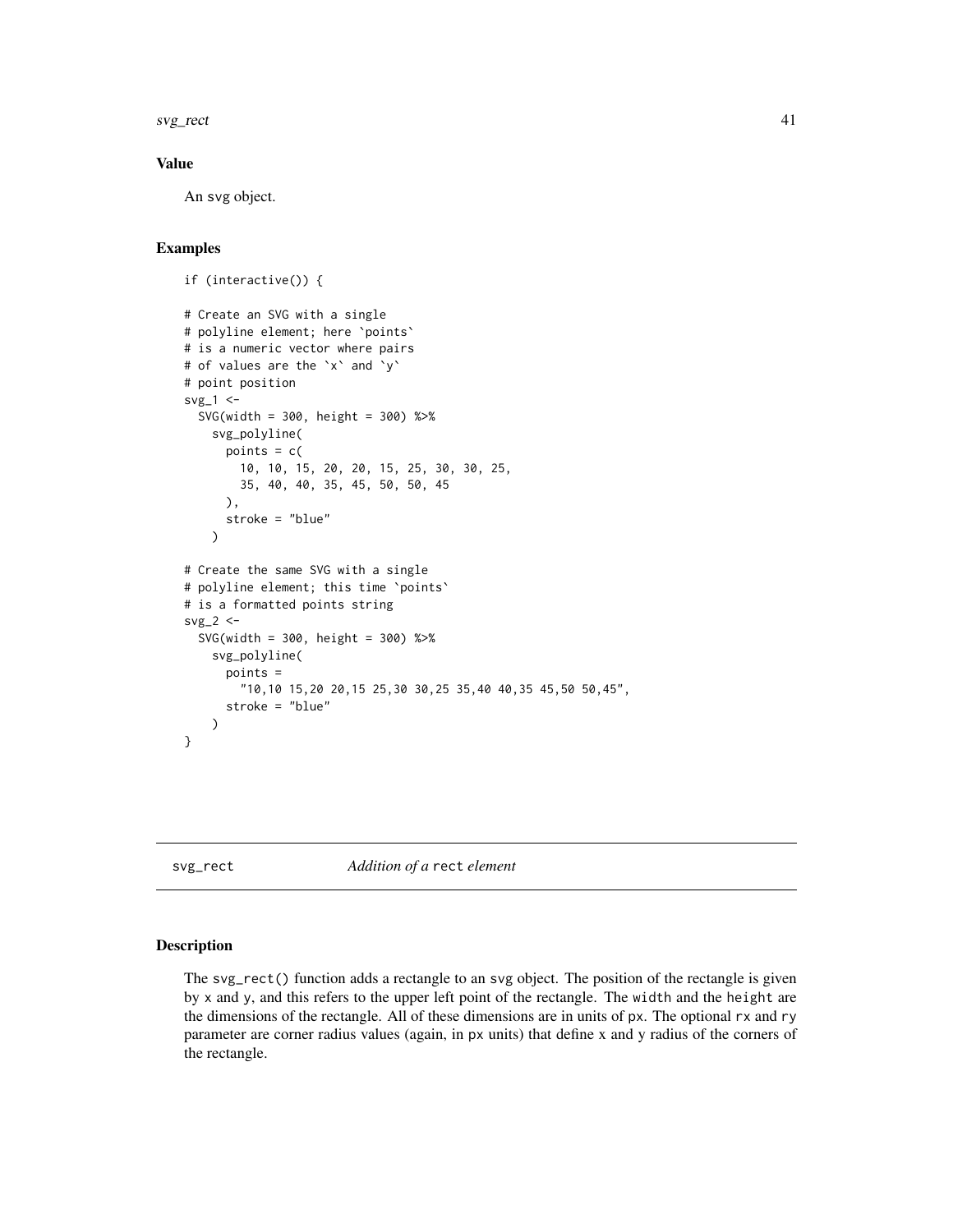### Value

An svg object.

### Examples

```
if (interactive()) {

# Create an SVG with a single
# polyline element; here `points`
# is a numeric vector where pairs
# of values are the `x` and `y`
# point position
svg_1 <-
  SVG(width = 300, height = 300) %>%
    svg_polyline(
      points = c(
        10, 10, 15, 20, 20, 15, 25, 30, 30, 25,
        35, 40, 40, 35, 45, 50, 50, 45
      ),
      stroke = "blue"
    )

# Create the same SVG with a single
# polyline element; this time `points`
# is a formatted points string
svg_2 <-
  SVG(width = 300, height = 300) %>%
    svg_polyline(
      points =
        "10,10 15,20 20,15 25,30 30,25 35,40 40,35 45,50 50,45",
      stroke = "blue"
    )
}
```

---

## svg_rect — *Addition of a* `rect` *element*

### Description

The `svg_rect()` function adds a rectangle to an `svg` object. The position of the rectangle is given by `x` and `y`, and this refers to the upper left point of the rectangle. The `width` and the `height` are the dimensions of the rectangle. All of these dimensions are in units of `px`. The optional `rx` and `ry` parameter are corner radius values (again, in `px` units) that define x and y radius of the corners of the rectangle.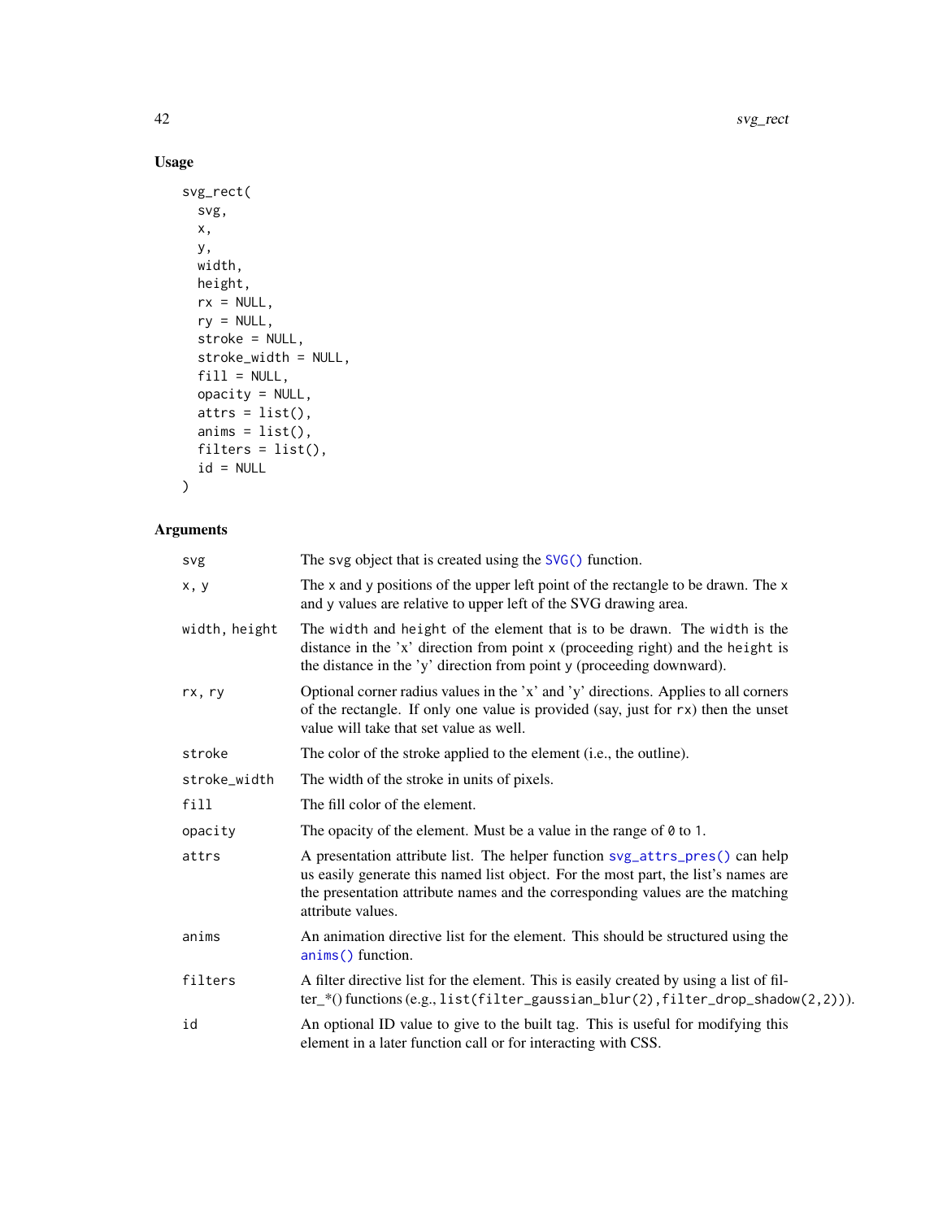## Usage

```
svg_rect(
  svg,
  x,
  y,
  width,
  height,
  rx = NULL,
  ry = NULL,
  stroke = NULL,
  stroke_width = NULL,
  fill = NULL,
  opacity = NULL,
  attrs = list(),
  anims = list(),
  filters = list(),
  id = NULL
)
```

## Arguments

| | |
|---|---|
| `svg` | The `svg` object that is created using the `SVG()` function. |
| `x, y` | The `x` and `y` positions of the upper left point of the rectangle to be drawn. The `x` and `y` values are relative to upper left of the SVG drawing area. |
| `width, height` | The `width` and `height` of the element that is to be drawn. The `width` is the distance in the 'x' direction from point `x` (proceeding right) and the `height` is the distance in the 'y' direction from point `y` (proceeding downward). |
| `rx, ry` | Optional corner radius values in the 'x' and 'y' directions. Applies to all corners of the rectangle. If only one value is provided (say, just for `rx`) then the unset value will take that set value as well. |
| `stroke` | The color of the stroke applied to the element (i.e., the outline). |
| `stroke_width` | The width of the stroke in units of pixels. |
| `fill` | The fill color of the element. |
| `opacity` | The opacity of the element. Must be a value in the range of `0` to `1`. |
| `attrs` | A presentation attribute list. The helper function `svg_attrs_pres()` can help us easily generate this named list object. For the most part, the list's names are the presentation attribute names and the corresponding values are the matching attribute values. |
| `anims` | An animation directive list for the element. This should be structured using the `anims()` function. |
| `filters` | A filter directive list for the element. This is easily created by using a list of filter_*() functions (e.g., `list(filter_gaussian_blur(2),filter_drop_shadow(2,2))`). |
| `id` | An optional ID value to give to the built tag. This is useful for modifying this element in a later function call or for interacting with CSS. |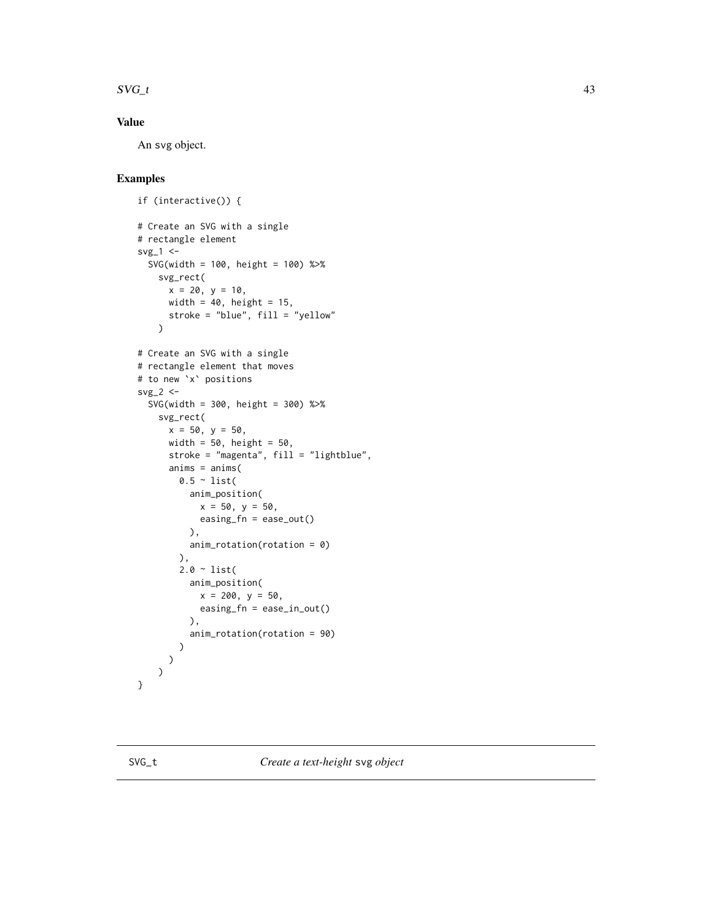### Value

An svg object.

### Examples

```
if (interactive()) {

# Create an SVG with a single
# rectangle element
svg_1 <-
  SVG(width = 100, height = 100) %>%
    svg_rect(
      x = 20, y = 10,
      width = 40, height = 15,
      stroke = "blue", fill = "yellow"
    )

# Create an SVG with a single
# rectangle element that moves
# to new `x` positions
svg_2 <-
  SVG(width = 300, height = 300) %>%
    svg_rect(
      x = 50, y = 50,
      width = 50, height = 50,
      stroke = "magenta", fill = "lightblue",
      anims = anims(
        0.5 ~ list(
          anim_position(
            x = 50, y = 50,
            easing_fn = ease_out()
          ),
          anim_rotation(rotation = 0)
        ),
        2.0 ~ list(
          anim_position(
            x = 200, y = 50,
            easing_fn = ease_in_out()
          ),
          anim_rotation(rotation = 90)
        )
      )
    )
}
```

## SVG_t — *Create a text-height* svg *object*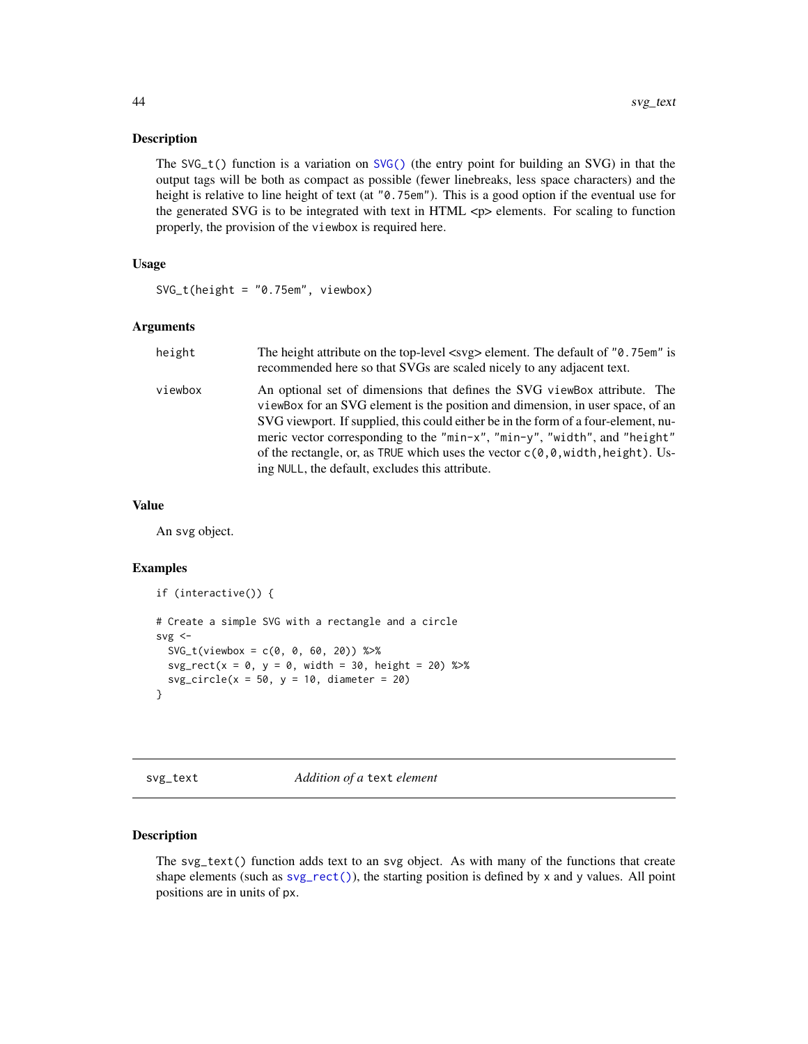### Description

The `SVG_t()` function is a variation on `SVG()` (the entry point for building an SVG) in that the output tags will be both as compact as possible (fewer linebreaks, less space characters) and the height is relative to line height of text (at `"0.75em"`). This is a good option if the eventual use for the generated SVG is to be integrated with text in HTML <p> elements. For scaling to function properly, the provision of the `viewbox` is required here.

### Usage

```
SVG_t(height = "0.75em", viewbox)
```

### Arguments

| | |
|---|---|
| `height` | The height attribute on the top-level <svg> element. The default of `"0.75em"` is recommended here so that SVGs are scaled nicely to any adjacent text. |
| `viewbox` | An optional set of dimensions that defines the SVG `viewBox` attribute. The `viewBox` for an SVG element is the position and dimension, in user space, of an SVG viewport. If supplied, this could either be in the form of a four-element, numeric vector corresponding to the `"min-x"`, `"min-y"`, `"width"`, and `"height"` of the rectangle, or, as `TRUE` which uses the vector `c(0,0,width,height)`. Using `NULL`, the default, excludes this attribute. |

### Value

An `svg` object.

### Examples

```
if (interactive()) {

# Create a simple SVG with a rectangle and a circle
svg <-
  SVG_t(viewbox = c(0, 0, 60, 20)) %>%
  svg_rect(x = 0, y = 0, width = 30, height = 20) %>%
  svg_circle(x = 50, y = 10, diameter = 20)
}
```

---

## svg_text — *Addition of a* `text` *element*

### Description

The `svg_text()` function adds text to an `svg` object. As with many of the functions that create shape elements (such as `svg_rect()`), the starting position is defined by `x` and `y` values. All point positions are in units of `px`.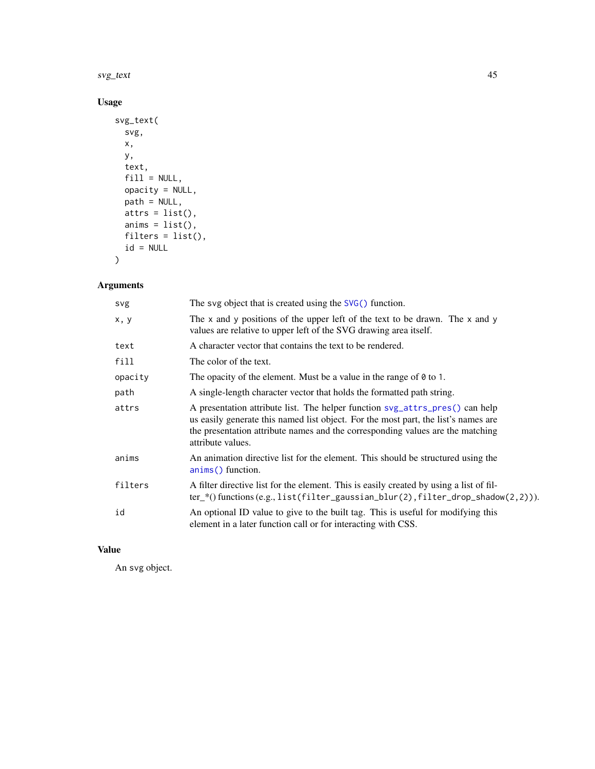## Usage

```
svg_text(
  svg,
  x,
  y,
  text,
  fill = NULL,
  opacity = NULL,
  path = NULL,
  attrs = list(),
  anims = list(),
  filters = list(),
  id = NULL
)
```

## Arguments

| Argument | Description |
|---|---|
| `svg` | The svg object that is created using the `SVG()` function. |
| `x, y` | The x and y positions of the upper left of the text to be drawn. The x and y values are relative to upper left of the SVG drawing area itself. |
| `text` | A character vector that contains the text to be rendered. |
| `fill` | The color of the text. |
| `opacity` | The opacity of the element. Must be a value in the range of `0` to `1`. |
| `path` | A single-length character vector that holds the formatted path string. |
| `attrs` | A presentation attribute list. The helper function `svg_attrs_pres()` can help us easily generate this named list object. For the most part, the list's names are the presentation attribute names and the corresponding values are the matching attribute values. |
| `anims` | An animation directive list for the element. This should be structured using the `anims()` function. |
| `filters` | A filter directive list for the element. This is easily created by using a list of filter_*() functions (e.g., `list(filter_gaussian_blur(2),filter_drop_shadow(2,2))`). |
| `id` | An optional ID value to give to the built tag. This is useful for modifying this element in a later function call or for interacting with CSS. |

## Value

An svg object.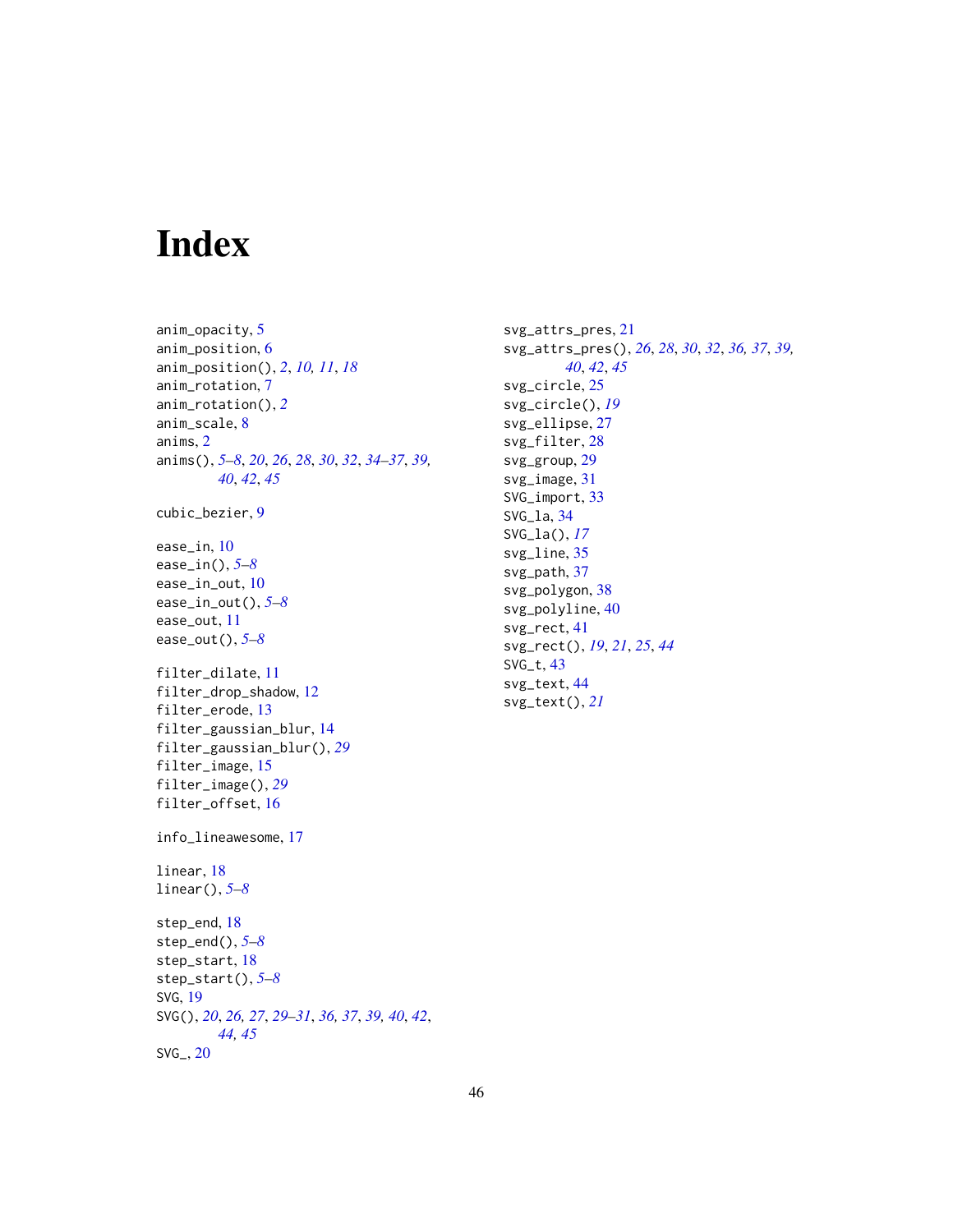# Index

anim_opacity, 5
anim_position, 6
anim_position(), 2, 10, 11, 18
anim_rotation, 7
anim_rotation(), 2
anim_scale, 8
anims, 2
anims(), 5–8, 20, 26, 28, 30, 32, 34–37, 39, 40, 42, 45

cubic_bezier, 9

ease_in, 10
ease_in(), 5–8
ease_in_out, 10
ease_in_out(), 5–8
ease_out, 11
ease_out(), 5–8

filter_dilate, 11
filter_drop_shadow, 12
filter_erode, 13
filter_gaussian_blur, 14
filter_gaussian_blur(), 29
filter_image, 15
filter_image(), 29
filter_offset, 16

info_lineawesome, 17

linear, 18
linear(), 5–8

step_end, 18
step_end(), 5–8
step_start, 18
step_start(), 5–8
SVG, 19
SVG(), 20, 26, 27, 29–31, 36, 37, 39, 40, 42, 44, 45
SVG_, 20
svg_attrs_pres, 21
svg_attrs_pres(), 26, 28, 30, 32, 36, 37, 39, 40, 42, 45
svg_circle, 25
svg_circle(), 19
svg_ellipse, 27
svg_filter, 28
svg_group, 29
svg_image, 31
SVG_import, 33
SVG_la, 34
SVG_la(), 17
svg_line, 35
svg_path, 37
svg_polygon, 38
svg_polyline, 40
svg_rect, 41
svg_rect(), 19, 21, 25, 44
SVG_t, 43
svg_text, 44
svg_text(), 21